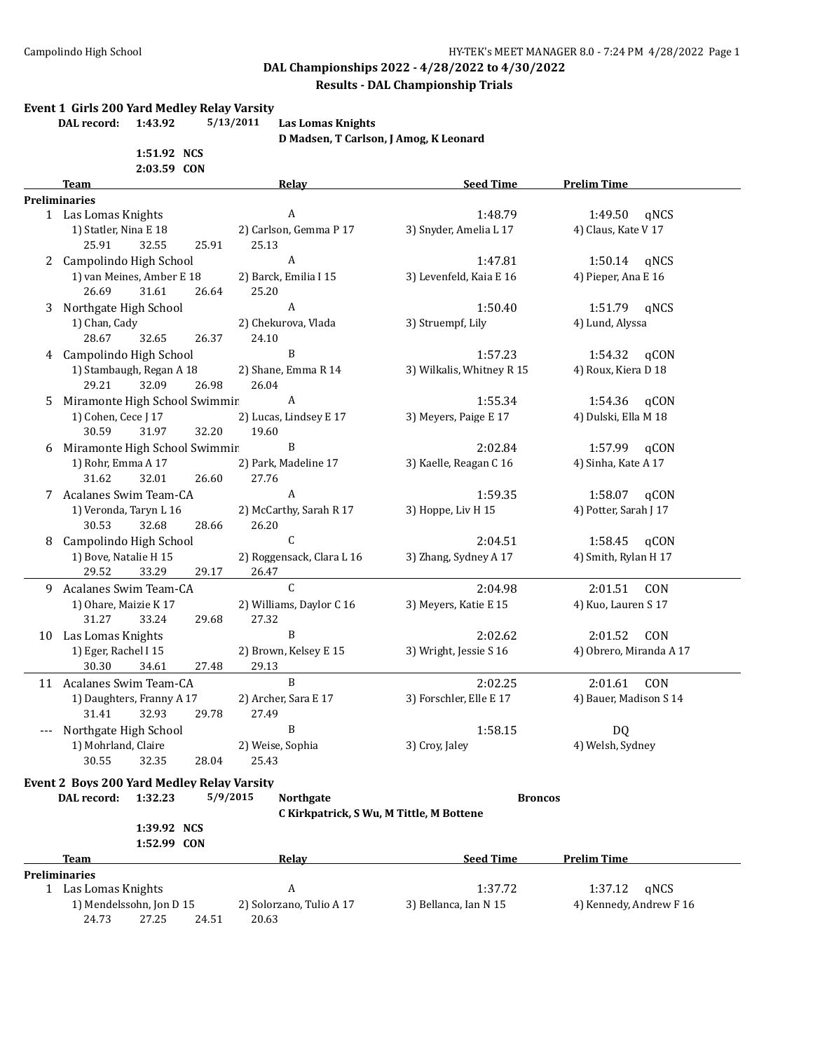## DAL Championships 2022 - 4/28/2022 to 4/30/2022

### Results - DAL Championship Trials

### Event 1 Girls 200 Yard Medley Relay Varsity

**DAL record: 1:43.92 5/13/2011 Las Lomas Knights**
**D Madsen, T Carlson, J Amog, K Leonard**

**1:51.92 NCS**
**2:03.59 CON**

| | Team | Relay | Seed Time | Prelim Time | |
|---|---|---|---|---|---|
| **Preliminaries** | | | | | |
| 1 | Las Lomas Knights | A | 1:48.79 | 1:49.50 | qNCS |
| | 1) Statler, Nina E 18 | 2) Carlson, Gemma P 17 | 3) Snyder, Amelia L 17 | 4) Claus, Kate V 17 | |
| | 25.91 32.55 25.91 25.13 | | | | |
| 2 | Campolindo High School | A | 1:47.81 | 1:50.14 | qNCS |
| | 1) van Meines, Amber E 18 | 2) Barck, Emilia I 15 | 3) Levenfeld, Kaia E 16 | 4) Pieper, Ana E 16 | |
| | 26.69 31.61 26.64 25.20 | | | | |
| 3 | Northgate High School | A | 1:50.40 | 1:51.79 | qNCS |
| | 1) Chan, Cady | 2) Chekurova, Vlada | 3) Struempf, Lily | 4) Lund, Alyssa | |
| | 28.67 32.65 26.37 24.10 | | | | |
| 4 | Campolindo High School | B | 1:57.23 | 1:54.32 | qCON |
| | 1) Stambaugh, Regan A 18 | 2) Shane, Emma R 14 | 3) Wilkalis, Whitney R 15 | 4) Roux, Kiera D 18 | |
| | 29.21 32.09 26.98 26.04 | | | | |
| 5 | Miramonte High School Swimmin | A | 1:55.34 | 1:54.36 | qCON |
| | 1) Cohen, Cece J 17 | 2) Lucas, Lindsey E 17 | 3) Meyers, Paige E 17 | 4) Dulski, Ella M 18 | |
| | 30.59 31.97 32.20 19.60 | | | | |
| 6 | Miramonte High School Swimmin | B | 2:02.84 | 1:57.99 | qCON |
| | 1) Rohr, Emma A 17 | 2) Park, Madeline 17 | 3) Kaelle, Reagan C 16 | 4) Sinha, Kate A 17 | |
| | 31.62 32.01 26.60 27.76 | | | | |
| 7 | Acalanes Swim Team-CA | A | 1:59.35 | 1:58.07 | qCON |
| | 1) Veronda, Taryn L 16 | 2) McCarthy, Sarah R 17 | 3) Hoppe, Liv H 15 | 4) Potter, Sarah J 17 | |
| | 30.53 32.68 28.66 26.20 | | | | |
| 8 | Campolindo High School | C | 2:04.51 | 1:58.45 | qCON |
| | 1) Bove, Natalie H 15 | 2) Roggensack, Clara L 16 | 3) Zhang, Sydney A 17 | 4) Smith, Rylan H 17 | |
| | 29.52 33.29 29.17 26.47 | | | | |
| 9 | Acalanes Swim Team-CA | C | 2:04.98 | 2:01.51 | CON |
| | 1) Ohare, Maizie K 17 | 2) Williams, Daylor C 16 | 3) Meyers, Katie E 15 | 4) Kuo, Lauren S 17 | |
| | 31.27 33.24 29.68 27.32 | | | | |
| 10 | Las Lomas Knights | B | 2:02.62 | 2:01.52 | CON |
| | 1) Eger, Rachel I 15 | 2) Brown, Kelsey E 15 | 3) Wright, Jessie S 16 | 4) Obrero, Miranda A 17 | |
| | 30.30 34.61 27.48 29.13 | | | | |
| 11 | Acalanes Swim Team-CA | B | 2:02.25 | 2:01.61 | CON |
| | 1) Daughters, Franny A 17 | 2) Archer, Sara E 17 | 3) Forschler, Elle E 17 | 4) Bauer, Madison S 14 | |
| | 31.41 32.93 29.78 27.49 | | | | |
| --- | Northgate High School | B | 1:58.15 | DQ | |
| | 1) Mohrland, Claire | 2) Weise, Sophia | 3) Croy, Jaley | 4) Welsh, Sydney | |
| | 30.55 32.35 28.04 25.43 | | | | |

### Event 2 Boys 200 Yard Medley Relay Varsity

**DAL record: 1:32.23 5/9/2015 Northgate Broncos**
**C Kirkpatrick, S Wu, M Tittle, M Bottene**

**1:39.92 NCS**
**1:52.99 CON**

| | Team | Relay | Seed Time | Prelim Time | |
|---|---|---|---|---|---|
| **Preliminaries** | | | | | |
| 1 | Las Lomas Knights | A | 1:37.72 | 1:37.12 | qNCS |
| | 1) Mendelssohn, Jon D 15 | 2) Solorzano, Tulio A 17 | 3) Bellanca, Ian N 15 | 4) Kennedy, Andrew F 16 | |
| | 24.73 27.25 24.51 20.63 | | | | |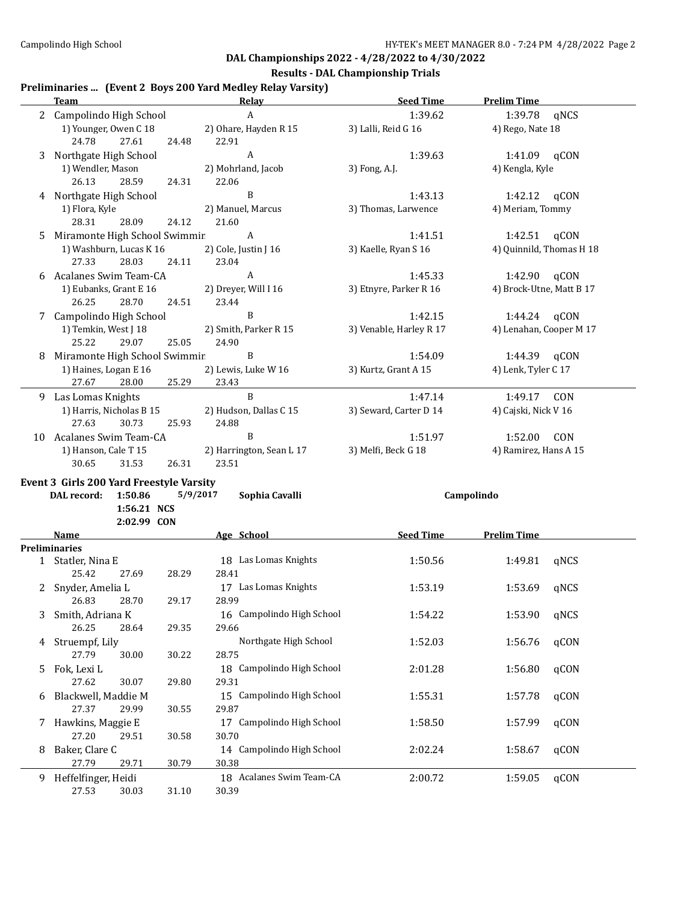DAL Championships 2022 - 4/28/2022 to 4/30/2022

**Results - DAL Championship Trials**

## Preliminaries ... (Event 2 Boys 200 Yard Medley Relay Varsity)

| | Team | Relay | Seed Time | Prelim Time | |
|---|---|---|---|---|---|
| 2 | Campolindo High School | A | 1:39.62 | 1:39.78 | qNCS |
| | 1) Younger, Owen C 18 | 2) Ohare, Hayden R 15 | 3) Lalli, Reid G 16 | 4) Rego, Nate 18 | |
| | 24.78 27.61 24.48 22.91 | | | | |
| 3 | Northgate High School | A | 1:39.63 | 1:41.09 | qCON |
| | 1) Wendler, Mason | 2) Mohrland, Jacob | 3) Fong, A.J. | 4) Kengla, Kyle | |
| | 26.13 28.59 24.31 22.06 | | | | |
| 4 | Northgate High School | B | 1:43.13 | 1:42.12 | qCON |
| | 1) Flora, Kyle | 2) Manuel, Marcus | 3) Thomas, Larwence | 4) Meriam, Tommy | |
| | 28.31 28.09 24.12 21.60 | | | | |
| 5 | Miramonte High School Swimmin | A | 1:41.51 | 1:42.51 | qCON |
| | 1) Washburn, Lucas K 16 | 2) Cole, Justin J 16 | 3) Kaelle, Ryan S 16 | 4) Quinnild, Thomas H 18 | |
| | 27.33 28.03 24.11 23.04 | | | | |
| 6 | Acalanes Swim Team-CA | A | 1:45.33 | 1:42.90 | qCON |
| | 1) Eubanks, Grant E 16 | 2) Dreyer, Will I 16 | 3) Etnyre, Parker R 16 | 4) Brock-Utne, Matt B 17 | |
| | 26.25 28.70 24.51 23.44 | | | | |
| 7 | Campolindo High School | B | 1:42.15 | 1:44.24 | qCON |
| | 1) Temkin, West J 18 | 2) Smith, Parker R 15 | 3) Venable, Harley R 17 | 4) Lenahan, Cooper M 17 | |
| | 25.22 29.07 25.05 24.90 | | | | |
| 8 | Miramonte High School Swimmin | B | 1:54.09 | 1:44.39 | qCON |
| | 1) Haines, Logan E 16 | 2) Lewis, Luke W 16 | 3) Kurtz, Grant A 15 | 4) Lenk, Tyler C 17 | |
| | 27.67 28.00 25.29 23.43 | | | | |
| 9 | Las Lomas Knights | B | 1:47.14 | 1:49.17 | CON |
| | 1) Harris, Nicholas B 15 | 2) Hudson, Dallas C 15 | 3) Seward, Carter D 14 | 4) Cajski, Nick V 16 | |
| | 27.63 30.73 25.93 24.88 | | | | |
| 10 | Acalanes Swim Team-CA | B | 1:51.97 | 1:52.00 | CON |
| | 1) Hanson, Cale T 15 | 2) Harrington, Sean L 17 | 3) Melfi, Beck G 18 | 4) Ramirez, Hans A 15 | |
| | 30.65 31.53 26.31 23.51 | | | | |

## Event 3 Girls 200 Yard Freestyle Varsity

**DAL record:** 1:50.86 5/9/2017 **Sophia Cavalli** **Campolindo**

1:56.21 NCS

2:02.99 CON

| | Name | Age | School | Seed Time | Prelim Time | |
|---|---|---|---|---|---|---|
| **Preliminaries** | | | | | | |
| 1 | Statler, Nina E | 18 | Las Lomas Knights | 1:50.56 | 1:49.81 | qNCS |
| | 25.42 27.69 28.29 28.41 | | | | | |
| 2 | Snyder, Amelia L | 17 | Las Lomas Knights | 1:53.19 | 1:53.69 | qNCS |
| | 26.83 28.70 29.17 28.99 | | | | | |
| 3 | Smith, Adriana K | 16 | Campolindo High School | 1:54.22 | 1:53.90 | qNCS |
| | 26.25 28.64 29.35 29.66 | | | | | |
| 4 | Struempf, Lily | | Northgate High School | 1:52.03 | 1:56.76 | qCON |
| | 27.79 30.00 30.22 28.75 | | | | | |
| 5 | Fok, Lexi L | 18 | Campolindo High School | 2:01.28 | 1:56.80 | qCON |
| | 27.62 30.07 29.80 29.31 | | | | | |
| 6 | Blackwell, Maddie M | 15 | Campolindo High School | 1:55.31 | 1:57.78 | qCON |
| | 27.37 29.99 30.55 29.87 | | | | | |
| 7 | Hawkins, Maggie E | 17 | Campolindo High School | 1:58.50 | 1:57.99 | qCON |
| | 27.20 29.51 30.58 30.70 | | | | | |
| 8 | Baker, Clare C | 14 | Campolindo High School | 2:02.24 | 1:58.67 | qCON |
| | 27.79 29.71 30.79 30.38 | | | | | |
| 9 | Heffelfinger, Heidi | 18 | Acalanes Swim Team-CA | 2:00.72 | 1:59.05 | qCON |
| | 27.53 30.03 31.10 30.39 | | | | | |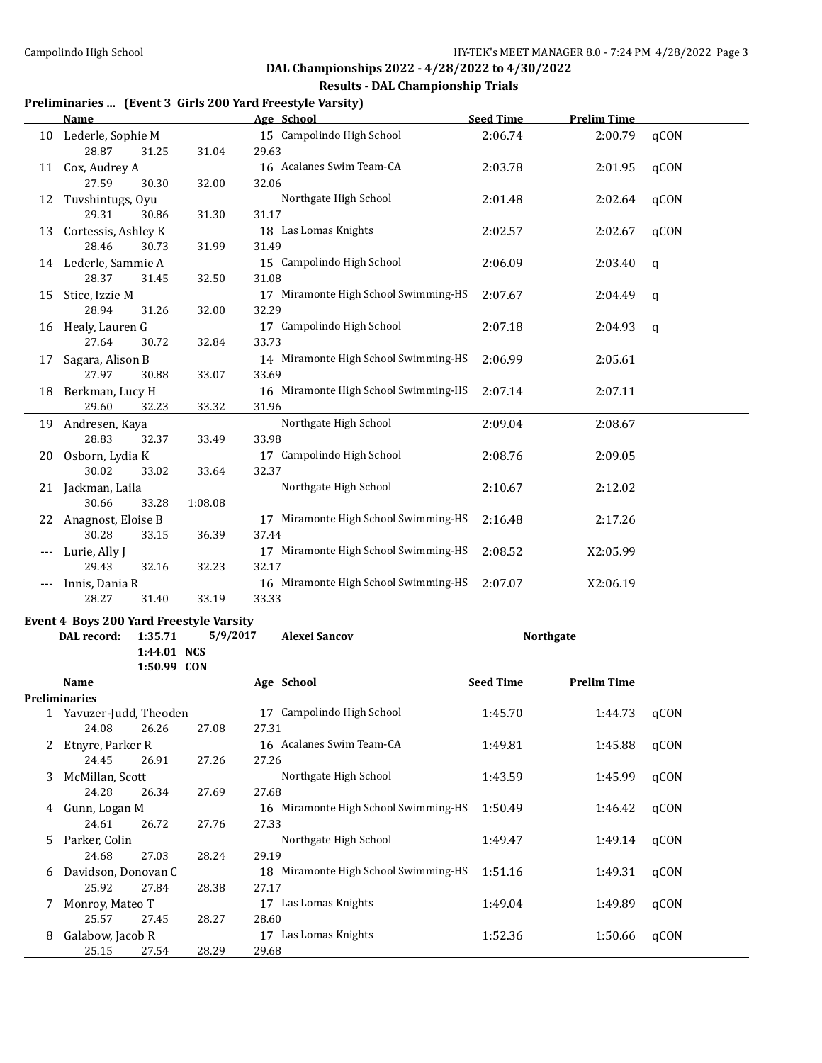## DAL Championships 2022 - 4/28/2022 to 4/30/2022

### Results - DAL Championship Trials

**Preliminaries ... (Event 3 Girls 200 Yard Freestyle Varsity)**

| | Name | Age | School | Seed Time | Prelim Time | |
|---|---|---|---|---|---|---|
| 10 | Lederle, Sophie M | 15 | Campolindo High School | 2:06.74 | 2:00.79 | qCON |
| | 28.87 31.25 31.04 29.63 | | | | | |
| 11 | Cox, Audrey A | 16 | Acalanes Swim Team-CA | 2:03.78 | 2:01.95 | qCON |
| | 27.59 30.30 32.00 32.06 | | | | | |
| 12 | Tuvshintugs, Oyu | | Northgate High School | 2:01.48 | 2:02.64 | qCON |
| | 29.31 30.86 31.30 31.17 | | | | | |
| 13 | Cortessis, Ashley K | 18 | Las Lomas Knights | 2:02.57 | 2:02.67 | qCON |
| | 28.46 30.73 31.99 31.49 | | | | | |
| 14 | Lederle, Sammie A | 15 | Campolindo High School | 2:06.09 | 2:03.40 | q |
| | 28.37 31.45 32.50 31.08 | | | | | |
| 15 | Stice, Izzie M | 17 | Miramonte High School Swimming-HS | 2:07.67 | 2:04.49 | q |
| | 28.94 31.26 32.00 32.29 | | | | | |
| 16 | Healy, Lauren G | 17 | Campolindo High School | 2:07.18 | 2:04.93 | q |
| | 27.64 30.72 32.84 33.73 | | | | | |
| 17 | Sagara, Alison B | 14 | Miramonte High School Swimming-HS | 2:06.99 | 2:05.61 | |
| | 27.97 30.88 33.07 33.69 | | | | | |
| 18 | Berkman, Lucy H | 16 | Miramonte High School Swimming-HS | 2:07.14 | 2:07.11 | |
| | 29.60 32.23 33.32 31.96 | | | | | |
| 19 | Andresen, Kaya | | Northgate High School | 2:09.04 | 2:08.67 | |
| | 28.83 32.37 33.49 33.98 | | | | | |
| 20 | Osborn, Lydia K | 17 | Campolindo High School | 2:08.76 | 2:09.05 | |
| | 30.02 33.02 33.64 32.37 | | | | | |
| 21 | Jackman, Laila | | Northgate High School | 2:10.67 | 2:12.02 | |
| | 30.66 33.28 1:08.08 | | | | | |
| 22 | Anagnost, Eloise B | 17 | Miramonte High School Swimming-HS | 2:16.48 | 2:17.26 | |
| | 30.28 33.15 36.39 37.44 | | | | | |
| --- | Lurie, Ally J | 17 | Miramonte High School Swimming-HS | 2:08.52 | X2:05.99 | |
| | 29.43 32.16 32.23 32.17 | | | | | |
| --- | Innis, Dania R | 16 | Miramonte High School Swimming-HS | 2:07.07 | X2:06.19 | |
| | 28.27 31.40 33.19 33.33 | | | | | |

**Event 4 Boys 200 Yard Freestyle Varsity**

DAL record: 1:35.71 5/9/2017 Alexei Sancov Northgate
1:44.01 NCS
1:50.99 CON

| | Name | Age | School | Seed Time | Prelim Time | |
|---|---|---|---|---|---|---|
| **Preliminaries** | | | | | | |
| 1 | Yavuzer-Judd, Theoden | 17 | Campolindo High School | 1:45.70 | 1:44.73 | qCON |
| | 24.08 26.26 27.08 27.31 | | | | | |
| 2 | Etnyre, Parker R | 16 | Acalanes Swim Team-CA | 1:49.81 | 1:45.88 | qCON |
| | 24.45 26.91 27.26 27.26 | | | | | |
| 3 | McMillan, Scott | | Northgate High School | 1:43.59 | 1:45.99 | qCON |
| | 24.28 26.34 27.69 27.68 | | | | | |
| 4 | Gunn, Logan M | 16 | Miramonte High School Swimming-HS | 1:50.49 | 1:46.42 | qCON |
| | 24.61 26.72 27.76 27.33 | | | | | |
| 5 | Parker, Colin | | Northgate High School | 1:49.47 | 1:49.14 | qCON |
| | 24.68 27.03 28.24 29.19 | | | | | |
| 6 | Davidson, Donovan C | 18 | Miramonte High School Swimming-HS | 1:51.16 | 1:49.31 | qCON |
| | 25.92 27.84 28.38 27.17 | | | | | |
| 7 | Monroy, Mateo T | 17 | Las Lomas Knights | 1:49.04 | 1:49.89 | qCON |
| | 25.57 27.45 28.27 28.60 | | | | | |
| 8 | Galabow, Jacob R | 17 | Las Lomas Knights | 1:52.36 | 1:50.66 | qCON |
| | 25.15 27.54 28.29 29.68 | | | | | |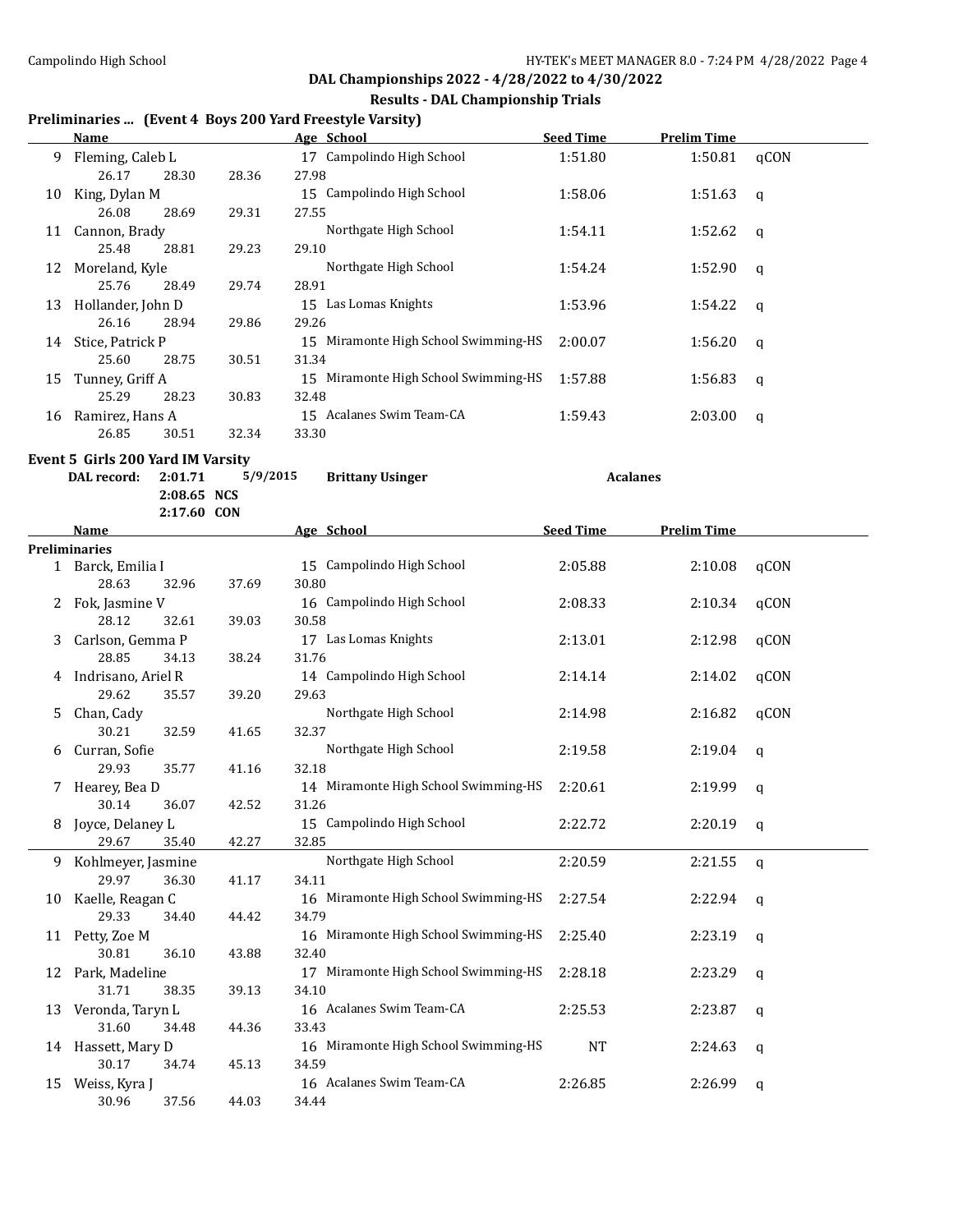## DAL Championships 2022 - 4/28/2022 to 4/30/2022

### Results - DAL Championship Trials

### Preliminaries ... (Event 4 Boys 200 Yard Freestyle Varsity)

| | Name | Age | School | Seed Time | Prelim Time | |
|---|---|---|---|---|---|---|
| 9 | Fleming, Caleb L | 17 | Campolindo High School | 1:51.80 | 1:50.81 | qCON |
| | 26.17 28.30 28.36 27.98 | | | | | |
| 10 | King, Dylan M | 15 | Campolindo High School | 1:58.06 | 1:51.63 | q |
| | 26.08 28.69 29.31 27.55 | | | | | |
| 11 | Cannon, Brady | | Northgate High School | 1:54.11 | 1:52.62 | q |
| | 25.48 28.81 29.23 29.10 | | | | | |
| 12 | Moreland, Kyle | | Northgate High School | 1:54.24 | 1:52.90 | q |
| | 25.76 28.49 29.74 28.91 | | | | | |
| 13 | Hollander, John D | 15 | Las Lomas Knights | 1:53.96 | 1:54.22 | q |
| | 26.16 28.94 29.86 29.26 | | | | | |
| 14 | Stice, Patrick P | 15 | Miramonte High School Swimming-HS | 2:00.07 | 1:56.20 | q |
| | 25.60 28.75 30.51 31.34 | | | | | |
| 15 | Tunney, Griff A | 15 | Miramonte High School Swimming-HS | 1:57.88 | 1:56.83 | q |
| | 25.29 28.23 30.83 32.48 | | | | | |
| 16 | Ramirez, Hans A | 15 | Acalanes Swim Team-CA | 1:59.43 | 2:03.00 | q |
| | 26.85 30.51 32.34 33.30 | | | | | |

### Event 5 Girls 200 Yard IM Varsity

DAL record: 2:01.71 5/9/2015 **Brittany Usinger** **Acalanes**
2:08.65 NCS
2:17.60 CON

**Preliminaries**

| | Name | Age | School | Seed Time | Prelim Time | |
|---|---|---|---|---|---|---|
| 1 | Barck, Emilia I | 15 | Campolindo High School | 2:05.88 | 2:10.08 | qCON |
| | 28.63 32.96 37.69 30.80 | | | | | |
| 2 | Fok, Jasmine V | 16 | Campolindo High School | 2:08.33 | 2:10.34 | qCON |
| | 28.12 32.61 39.03 30.58 | | | | | |
| 3 | Carlson, Gemma P | 17 | Las Lomas Knights | 2:13.01 | 2:12.98 | qCON |
| | 28.85 34.13 38.24 31.76 | | | | | |
| 4 | Indrisano, Ariel R | 14 | Campolindo High School | 2:14.14 | 2:14.02 | qCON |
| | 29.62 35.57 39.20 29.63 | | | | | |
| 5 | Chan, Cady | | Northgate High School | 2:14.98 | 2:16.82 | qCON |
| | 30.21 32.59 41.65 32.37 | | | | | |
| 6 | Curran, Sofie | | Northgate High School | 2:19.58 | 2:19.04 | q |
| | 29.93 35.77 41.16 32.18 | | | | | |
| 7 | Hearey, Bea D | 14 | Miramonte High School Swimming-HS | 2:20.61 | 2:19.99 | q |
| | 30.14 36.07 42.52 31.26 | | | | | |
| 8 | Joyce, Delaney L | 15 | Campolindo High School | 2:22.72 | 2:20.19 | q |
| | 29.67 35.40 42.27 32.85 | | | | | |
| 9 | Kohlmeyer, Jasmine | | Northgate High School | 2:20.59 | 2:21.55 | q |
| | 29.97 36.30 41.17 34.11 | | | | | |
| 10 | Kaelle, Reagan C | 16 | Miramonte High School Swimming-HS | 2:27.54 | 2:22.94 | q |
| | 29.33 34.40 44.42 34.79 | | | | | |
| 11 | Petty, Zoe M | 16 | Miramonte High School Swimming-HS | 2:25.40 | 2:23.19 | q |
| | 30.81 36.10 43.88 32.40 | | | | | |
| 12 | Park, Madeline | 17 | Miramonte High School Swimming-HS | 2:28.18 | 2:23.29 | q |
| | 31.71 38.35 39.13 34.10 | | | | | |
| 13 | Veronda, Taryn L | 16 | Acalanes Swim Team-CA | 2:25.53 | 2:23.87 | q |
| | 31.60 34.48 44.36 33.43 | | | | | |
| 14 | Hassett, Mary D | 16 | Miramonte High School Swimming-HS | NT | 2:24.63 | q |
| | 30.17 34.74 45.13 34.59 | | | | | |
| 15 | Weiss, Kyra J | 16 | Acalanes Swim Team-CA | 2:26.85 | 2:26.99 | q |
| | 30.96 37.56 44.03 34.44 | | | | | |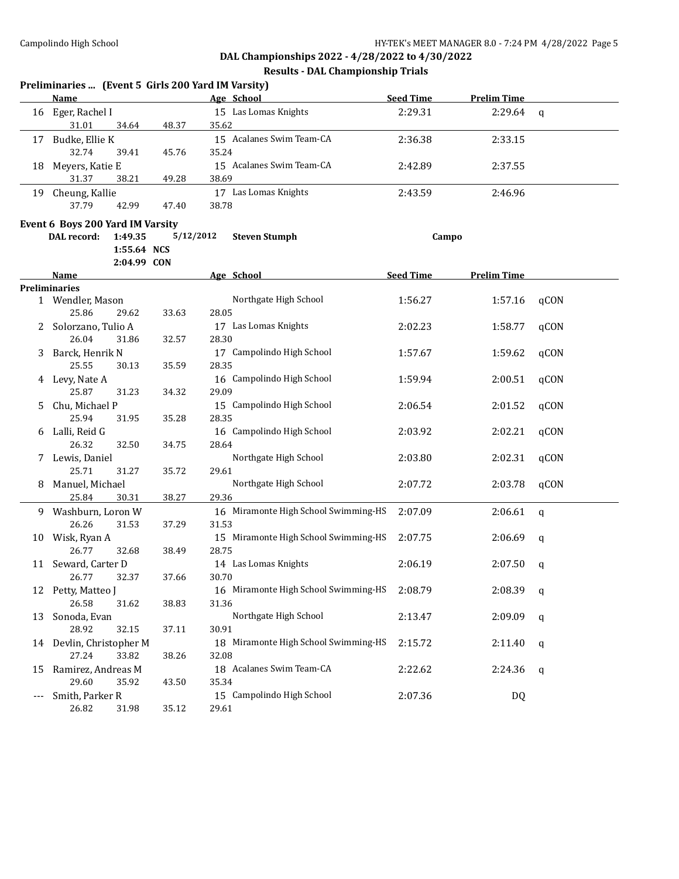DAL Championships 2022 - 4/28/2022 to 4/30/2022

## Results - DAL Championship Trials

### Preliminaries ... (Event 5 Girls 200 Yard IM Varsity)

| | Name | Age | School | Seed Time | Prelim Time | |
|---|---|---|---|---|---|---|
| 16 | Eger, Rachel I | 15 | Las Lomas Knights | 2:29.31 | 2:29.64 | q |
| | 31.01 34.64 48.37 35.62 | | | | | |
| 17 | Budke, Ellie K | 15 | Acalanes Swim Team-CA | 2:36.38 | 2:33.15 | |
| | 32.74 39.41 45.76 35.24 | | | | | |
| 18 | Meyers, Katie E | 15 | Acalanes Swim Team-CA | 2:42.89 | 2:37.55 | |
| | 31.37 38.21 49.28 38.69 | | | | | |
| 19 | Cheung, Kallie | 17 | Las Lomas Knights | 2:43.59 | 2:46.96 | |
| | 37.79 42.99 47.40 38.78 | | | | | |

### Event 6 Boys 200 Yard IM Varsity

DAL record: 1:49.35 5/12/2012 Steven Stumph Campo
1:55.64 NCS
2:04.99 CON

**Preliminaries**

| | Name | Age | School | Seed Time | Prelim Time | |
|---|---|---|---|---|---|---|
| 1 | Wendler, Mason | | Northgate High School | 1:56.27 | 1:57.16 | qCON |
| | 25.86 29.62 33.63 28.05 | | | | | |
| 2 | Solorzano, Tulio A | 17 | Las Lomas Knights | 2:02.23 | 1:58.77 | qCON |
| | 26.04 31.86 32.57 28.30 | | | | | |
| 3 | Barck, Henrik N | 17 | Campolindo High School | 1:57.67 | 1:59.62 | qCON |
| | 25.55 30.13 35.59 28.35 | | | | | |
| 4 | Levy, Nate A | 16 | Campolindo High School | 1:59.94 | 2:00.51 | qCON |
| | 25.87 31.23 34.32 29.09 | | | | | |
| 5 | Chu, Michael P | 15 | Campolindo High School | 2:06.54 | 2:01.52 | qCON |
| | 25.94 31.95 35.28 28.35 | | | | | |
| 6 | Lalli, Reid G | 16 | Campolindo High School | 2:03.92 | 2:02.21 | qCON |
| | 26.32 32.50 34.75 28.64 | | | | | |
| 7 | Lewis, Daniel | | Northgate High School | 2:03.80 | 2:02.31 | qCON |
| | 25.71 31.27 35.72 29.61 | | | | | |
| 8 | Manuel, Michael | | Northgate High School | 2:07.72 | 2:03.78 | qCON |
| | 25.84 30.31 38.27 29.36 | | | | | |
| 9 | Washburn, Loron W | 16 | Miramonte High School Swimming-HS | 2:07.09 | 2:06.61 | q |
| | 26.26 31.53 37.29 31.53 | | | | | |
| 10 | Wisk, Ryan A | 15 | Miramonte High School Swimming-HS | 2:07.75 | 2:06.69 | q |
| | 26.77 32.68 38.49 28.75 | | | | | |
| 11 | Seward, Carter D | 14 | Las Lomas Knights | 2:06.19 | 2:07.50 | q |
| | 26.77 32.37 37.66 30.70 | | | | | |
| 12 | Petty, Matteo J | 16 | Miramonte High School Swimming-HS | 2:08.79 | 2:08.39 | q |
| | 26.58 31.62 38.83 31.36 | | | | | |
| 13 | Sonoda, Evan | | Northgate High School | 2:13.47 | 2:09.09 | q |
| | 28.92 32.15 37.11 30.91 | | | | | |
| 14 | Devlin, Christopher M | 18 | Miramonte High School Swimming-HS | 2:15.72 | 2:11.40 | q |
| | 27.24 33.82 38.26 32.08 | | | | | |
| 15 | Ramirez, Andreas M | 18 | Acalanes Swim Team-CA | 2:22.62 | 2:24.36 | q |
| | 29.60 35.92 43.50 35.34 | | | | | |
| --- | Smith, Parker R | 15 | Campolindo High School | 2:07.36 | DQ | |
| | 26.82 31.98 35.12 29.61 | | | | | |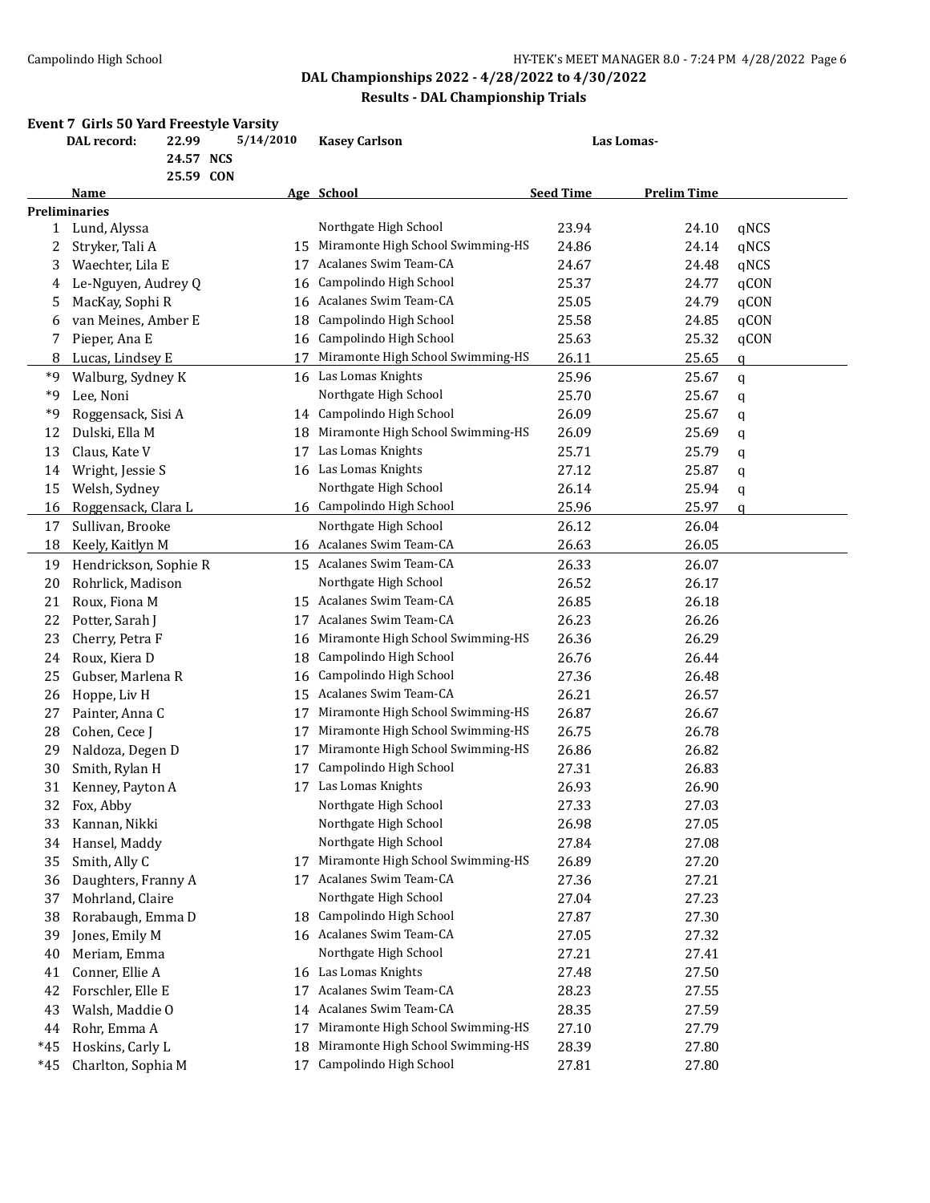## DAL Championships 2022 - 4/28/2022 to 4/30/2022

### Results - DAL Championship Trials

**Event 7 Girls 50 Yard Freestyle Varsity**

| DAL record: | 22.99 | 5/14/2010 | Kasey Carlson | Las Lomas- |
|---|---|---|---|---|
| | 24.57 NCS | | | |
| | 25.59 CON | | | |

| | Name | Age | School | Seed Time | Prelim Time | |
|---|---|---|---|---|---|---|
| **Preliminaries** | | | | | | |
| 1 | Lund, Alyssa | | Northgate High School | 23.94 | 24.10 | qNCS |
| 2 | Stryker, Tali A | 15 | Miramonte High School Swimming-HS | 24.86 | 24.14 | qNCS |
| 3 | Waechter, Lila E | 17 | Acalanes Swim Team-CA | 24.67 | 24.48 | qNCS |
| 4 | Le-Nguyen, Audrey Q | 16 | Campolindo High School | 25.37 | 24.77 | qCON |
| 5 | MacKay, Sophi R | 16 | Acalanes Swim Team-CA | 25.05 | 24.79 | qCON |
| 6 | van Meines, Amber E | 18 | Campolindo High School | 25.58 | 24.85 | qCON |
| 7 | Pieper, Ana E | 16 | Campolindo High School | 25.63 | 25.32 | qCON |
| 8 | Lucas, Lindsey E | 17 | Miramonte High School Swimming-HS | 26.11 | 25.65 | q |
| *9 | Walburg, Sydney K | 16 | Las Lomas Knights | 25.96 | 25.67 | q |
| *9 | Lee, Noni | | Northgate High School | 25.70 | 25.67 | q |
| *9 | Roggensack, Sisi A | 14 | Campolindo High School | 26.09 | 25.67 | q |
| 12 | Dulski, Ella M | 18 | Miramonte High School Swimming-HS | 26.09 | 25.69 | q |
| 13 | Claus, Kate V | 17 | Las Lomas Knights | 25.71 | 25.79 | q |
| 14 | Wright, Jessie S | 16 | Las Lomas Knights | 27.12 | 25.87 | q |
| 15 | Welsh, Sydney | | Northgate High School | 26.14 | 25.94 | q |
| 16 | Roggensack, Clara L | 16 | Campolindo High School | 25.96 | 25.97 | q |
| 17 | Sullivan, Brooke | | Northgate High School | 26.12 | 26.04 | |
| 18 | Keely, Kaitlyn M | 16 | Acalanes Swim Team-CA | 26.63 | 26.05 | |
| 19 | Hendrickson, Sophie R | 15 | Acalanes Swim Team-CA | 26.33 | 26.07 | |
| 20 | Rohrlick, Madison | | Northgate High School | 26.52 | 26.17 | |
| 21 | Roux, Fiona M | 15 | Acalanes Swim Team-CA | 26.85 | 26.18 | |
| 22 | Potter, Sarah J | 17 | Acalanes Swim Team-CA | 26.23 | 26.26 | |
| 23 | Cherry, Petra F | 16 | Miramonte High School Swimming-HS | 26.36 | 26.29 | |
| 24 | Roux, Kiera D | 18 | Campolindo High School | 26.76 | 26.44 | |
| 25 | Gubser, Marlena R | 16 | Campolindo High School | 27.36 | 26.48 | |
| 26 | Hoppe, Liv H | 15 | Acalanes Swim Team-CA | 26.21 | 26.57 | |
| 27 | Painter, Anna C | 17 | Miramonte High School Swimming-HS | 26.87 | 26.67 | |
| 28 | Cohen, Cece J | 17 | Miramonte High School Swimming-HS | 26.75 | 26.78 | |
| 29 | Naldoza, Degen D | 17 | Miramonte High School Swimming-HS | 26.86 | 26.82 | |
| 30 | Smith, Rylan H | 17 | Campolindo High School | 27.31 | 26.83 | |
| 31 | Kenney, Payton A | 17 | Las Lomas Knights | 26.93 | 26.90 | |
| 32 | Fox, Abby | | Northgate High School | 27.33 | 27.03 | |
| 33 | Kannan, Nikki | | Northgate High School | 26.98 | 27.05 | |
| 34 | Hansel, Maddy | | Northgate High School | 27.84 | 27.08 | |
| 35 | Smith, Ally C | 17 | Miramonte High School Swimming-HS | 26.89 | 27.20 | |
| 36 | Daughters, Franny A | 17 | Acalanes Swim Team-CA | 27.36 | 27.21 | |
| 37 | Mohrland, Claire | | Northgate High School | 27.04 | 27.23 | |
| 38 | Rorabaugh, Emma D | 18 | Campolindo High School | 27.87 | 27.30 | |
| 39 | Jones, Emily M | 16 | Acalanes Swim Team-CA | 27.05 | 27.32 | |
| 40 | Meriam, Emma | | Northgate High School | 27.21 | 27.41 | |
| 41 | Conner, Ellie A | 16 | Las Lomas Knights | 27.48 | 27.50 | |
| 42 | Forschler, Elle E | 17 | Acalanes Swim Team-CA | 28.23 | 27.55 | |
| 43 | Walsh, Maddie O | 14 | Acalanes Swim Team-CA | 28.35 | 27.59 | |
| 44 | Rohr, Emma A | 17 | Miramonte High School Swimming-HS | 27.10 | 27.79 | |
| *45 | Hoskins, Carly L | 18 | Miramonte High School Swimming-HS | 28.39 | 27.80 | |
| *45 | Charlton, Sophia M | 17 | Campolindo High School | 27.81 | 27.80 | |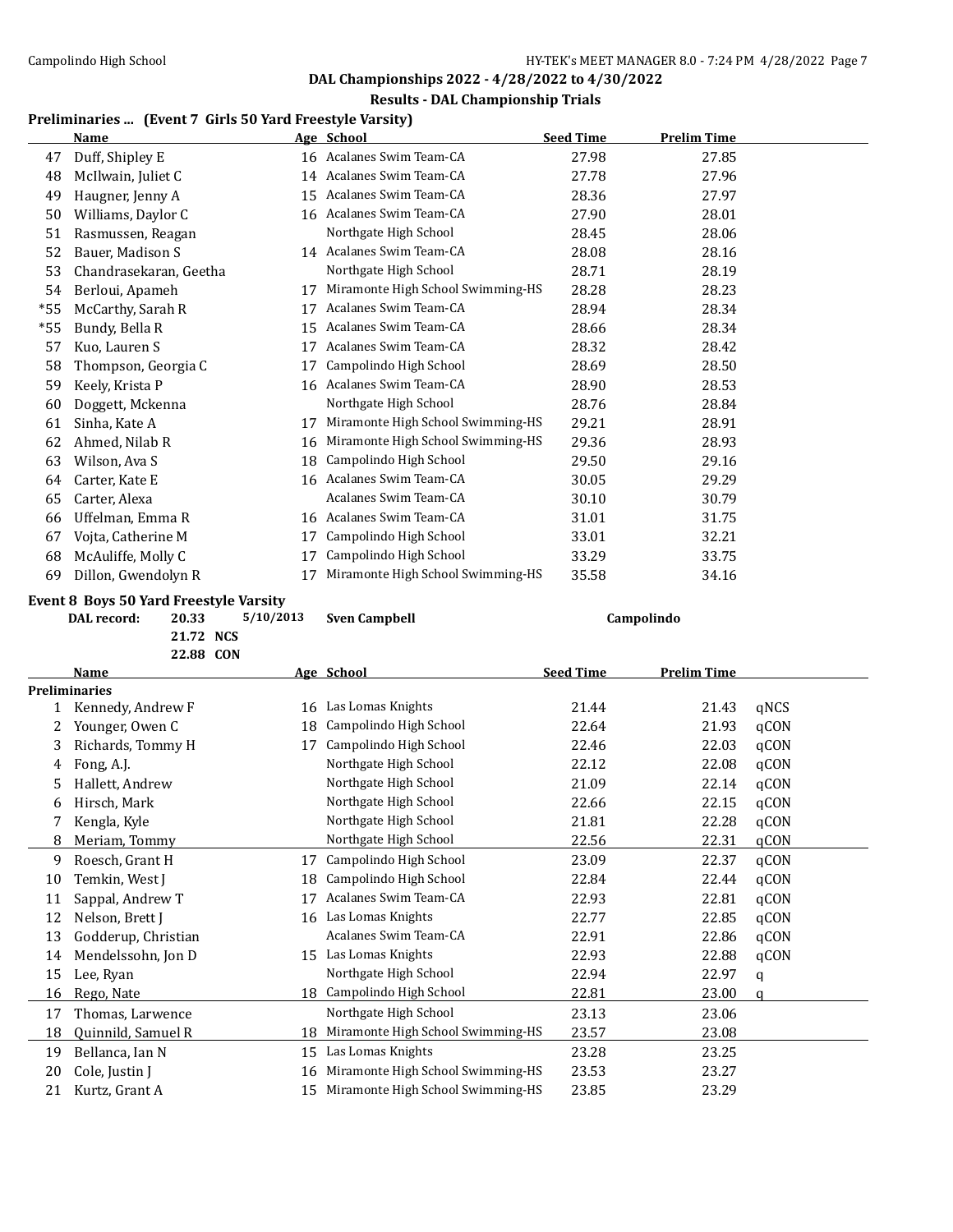## DAL Championships 2022 - 4/28/2022 to 4/30/2022

### Results - DAL Championship Trials

**Preliminaries ... (Event 7 Girls 50 Yard Freestyle Varsity)**

| | Name | Age | School | Seed Time | Prelim Time |
|---|---|---|---|---|---|
| 47 | Duff, Shipley E | 16 | Acalanes Swim Team-CA | 27.98 | 27.85 |
| 48 | McIlwain, Juliet C | 14 | Acalanes Swim Team-CA | 27.78 | 27.96 |
| 49 | Haugner, Jenny A | 15 | Acalanes Swim Team-CA | 28.36 | 27.97 |
| 50 | Williams, Daylor C | 16 | Acalanes Swim Team-CA | 27.90 | 28.01 |
| 51 | Rasmussen, Reagan | | Northgate High School | 28.45 | 28.06 |
| 52 | Bauer, Madison S | 14 | Acalanes Swim Team-CA | 28.08 | 28.16 |
| 53 | Chandrasekaran, Geetha | | Northgate High School | 28.71 | 28.19 |
| 54 | Berloui, Apameh | 17 | Miramonte High School Swimming-HS | 28.28 | 28.23 |
| *55 | McCarthy, Sarah R | 17 | Acalanes Swim Team-CA | 28.94 | 28.34 |
| *55 | Bundy, Bella R | 15 | Acalanes Swim Team-CA | 28.66 | 28.34 |
| 57 | Kuo, Lauren S | 17 | Acalanes Swim Team-CA | 28.32 | 28.42 |
| 58 | Thompson, Georgia C | 17 | Campolindo High School | 28.69 | 28.50 |
| 59 | Keely, Krista P | 16 | Acalanes Swim Team-CA | 28.90 | 28.53 |
| 60 | Doggett, Mckenna | | Northgate High School | 28.76 | 28.84 |
| 61 | Sinha, Kate A | 17 | Miramonte High School Swimming-HS | 29.21 | 28.91 |
| 62 | Ahmed, Nilab R | 16 | Miramonte High School Swimming-HS | 29.36 | 28.93 |
| 63 | Wilson, Ava S | 18 | Campolindo High School | 29.50 | 29.16 |
| 64 | Carter, Kate E | 16 | Acalanes Swim Team-CA | 30.05 | 29.29 |
| 65 | Carter, Alexa | | Acalanes Swim Team-CA | 30.10 | 30.79 |
| 66 | Uffelman, Emma R | 16 | Acalanes Swim Team-CA | 31.01 | 31.75 |
| 67 | Vojta, Catherine M | 17 | Campolindo High School | 33.01 | 32.21 |
| 68 | McAuliffe, Molly C | 17 | Campolindo High School | 33.29 | 33.75 |
| 69 | Dillon, Gwendolyn R | 17 | Miramonte High School Swimming-HS | 35.58 | 34.16 |

**Event 8 Boys 50 Yard Freestyle Varsity**

**DAL record:** 20.33 5/10/2013 **Sven Campbell** **Campolindo**
21.72 **NCS**
22.88 **CON**

| | Name | Age | School | Seed Time | Prelim Time | |
|---|---|---|---|---|---|---|
| **Preliminaries** | | | | | | |
| 1 | Kennedy, Andrew F | 16 | Las Lomas Knights | 21.44 | 21.43 | qNCS |
| 2 | Younger, Owen C | 18 | Campolindo High School | 22.64 | 21.93 | qCON |
| 3 | Richards, Tommy H | 17 | Campolindo High School | 22.46 | 22.03 | qCON |
| 4 | Fong, A.J. | | Northgate High School | 22.12 | 22.08 | qCON |
| 5 | Hallett, Andrew | | Northgate High School | 21.09 | 22.14 | qCON |
| 6 | Hirsch, Mark | | Northgate High School | 22.66 | 22.15 | qCON |
| 7 | Kengla, Kyle | | Northgate High School | 21.81 | 22.28 | qCON |
| 8 | Meriam, Tommy | | Northgate High School | 22.56 | 22.31 | qCON |
| 9 | Roesch, Grant H | 17 | Campolindo High School | 23.09 | 22.37 | qCON |
| 10 | Temkin, West J | 18 | Campolindo High School | 22.84 | 22.44 | qCON |
| 11 | Sappal, Andrew T | 17 | Acalanes Swim Team-CA | 22.93 | 22.81 | qCON |
| 12 | Nelson, Brett J | 16 | Las Lomas Knights | 22.77 | 22.85 | qCON |
| 13 | Godderup, Christian | | Acalanes Swim Team-CA | 22.91 | 22.86 | qCON |
| 14 | Mendelssohn, Jon D | 15 | Las Lomas Knights | 22.93 | 22.88 | qCON |
| 15 | Lee, Ryan | | Northgate High School | 22.94 | 22.97 | q |
| 16 | Rego, Nate | 18 | Campolindo High School | 22.81 | 23.00 | q |
| 17 | Thomas, Larwence | | Northgate High School | 23.13 | 23.06 | |
| 18 | Quinnild, Samuel R | 18 | Miramonte High School Swimming-HS | 23.57 | 23.08 | |
| 19 | Bellanca, Ian N | 15 | Las Lomas Knights | 23.28 | 23.25 | |
| 20 | Cole, Justin J | 16 | Miramonte High School Swimming-HS | 23.53 | 23.27 | |
| 21 | Kurtz, Grant A | 15 | Miramonte High School Swimming-HS | 23.85 | 23.29 | |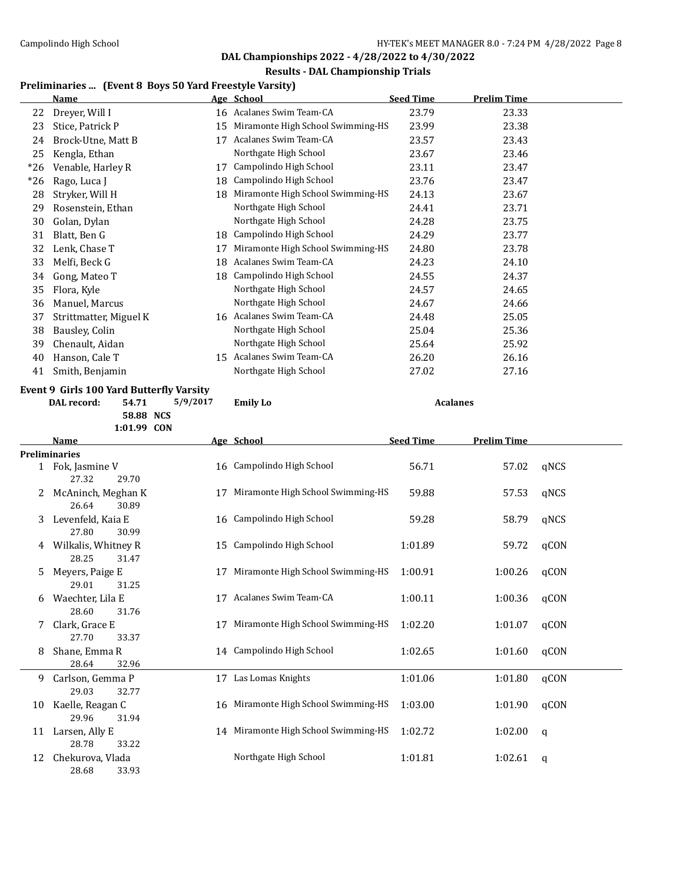## DAL Championships 2022 - 4/28/2022 to 4/30/2022

### Results - DAL Championship Trials

### Preliminaries ... (Event 8 Boys 50 Yard Freestyle Varsity)

| | Name | Age | School | Seed Time | Prelim Time |
|---|---|---|---|---|---|
| 22 | Dreyer, Will I | 16 | Acalanes Swim Team-CA | 23.79 | 23.33 |
| 23 | Stice, Patrick P | 15 | Miramonte High School Swimming-HS | 23.99 | 23.38 |
| 24 | Brock-Utne, Matt B | 17 | Acalanes Swim Team-CA | 23.57 | 23.43 |
| 25 | Kengla, Ethan | | Northgate High School | 23.67 | 23.46 |
| *26 | Venable, Harley R | 17 | Campolindo High School | 23.11 | 23.47 |
| *26 | Rago, Luca J | 18 | Campolindo High School | 23.76 | 23.47 |
| 28 | Stryker, Will H | 18 | Miramonte High School Swimming-HS | 24.13 | 23.67 |
| 29 | Rosenstein, Ethan | | Northgate High School | 24.41 | 23.71 |
| 30 | Golan, Dylan | | Northgate High School | 24.28 | 23.75 |
| 31 | Blatt, Ben G | 18 | Campolindo High School | 24.29 | 23.77 |
| 32 | Lenk, Chase T | 17 | Miramonte High School Swimming-HS | 24.80 | 23.78 |
| 33 | Melfi, Beck G | 18 | Acalanes Swim Team-CA | 24.23 | 24.10 |
| 34 | Gong, Mateo T | 18 | Campolindo High School | 24.55 | 24.37 |
| 35 | Flora, Kyle | | Northgate High School | 24.57 | 24.65 |
| 36 | Manuel, Marcus | | Northgate High School | 24.67 | 24.66 |
| 37 | Strittmatter, Miguel K | 16 | Acalanes Swim Team-CA | 24.48 | 25.05 |
| 38 | Bausley, Colin | | Northgate High School | 25.04 | 25.36 |
| 39 | Chenault, Aidan | | Northgate High School | 25.64 | 25.92 |
| 40 | Hanson, Cale T | 15 | Acalanes Swim Team-CA | 26.20 | 26.16 |
| 41 | Smith, Benjamin | | Northgate High School | 27.02 | 27.16 |

### Event 9 Girls 100 Yard Butterfly Varsity

DAL record: 54.71 5/9/2017 **Emily Lo** Acalanes
58.88 NCS
1:01.99 CON

**Preliminaries**

| | Name | Age | School | Seed Time | Prelim Time | |
|---|---|---|---|---|---|---|
| 1 | Fok, Jasmine V | 16 | Campolindo High School | 56.71 | 57.02 | qNCS |
| | 27.32 29.70 | | | | | |
| 2 | McAninch, Meghan K | 17 | Miramonte High School Swimming-HS | 59.88 | 57.53 | qNCS |
| | 26.64 30.89 | | | | | |
| 3 | Levenfeld, Kaia E | 16 | Campolindo High School | 59.28 | 58.79 | qNCS |
| | 27.80 30.99 | | | | | |
| 4 | Wilkalis, Whitney R | 15 | Campolindo High School | 1:01.89 | 59.72 | qCON |
| | 28.25 31.47 | | | | | |
| 5 | Meyers, Paige E | 17 | Miramonte High School Swimming-HS | 1:00.91 | 1:00.26 | qCON |
| | 29.01 31.25 | | | | | |
| 6 | Waechter, Lila E | 17 | Acalanes Swim Team-CA | 1:00.11 | 1:00.36 | qCON |
| | 28.60 31.76 | | | | | |
| 7 | Clark, Grace E | 17 | Miramonte High School Swimming-HS | 1:02.20 | 1:01.07 | qCON |
| | 27.70 33.37 | | | | | |
| 8 | Shane, Emma R | 14 | Campolindo High School | 1:02.65 | 1:01.60 | qCON |
| | 28.64 32.96 | | | | | |
| 9 | Carlson, Gemma P | 17 | Las Lomas Knights | 1:01.06 | 1:01.80 | qCON |
| | 29.03 32.77 | | | | | |
| 10 | Kaelle, Reagan C | 16 | Miramonte High School Swimming-HS | 1:03.00 | 1:01.90 | qCON |
| | 29.96 31.94 | | | | | |
| 11 | Larsen, Ally E | 14 | Miramonte High School Swimming-HS | 1:02.72 | 1:02.00 | q |
| | 28.78 33.22 | | | | | |
| 12 | Chekurova, Vlada | | Northgate High School | 1:01.81 | 1:02.61 | q |
| | 28.68 33.93 | | | | | |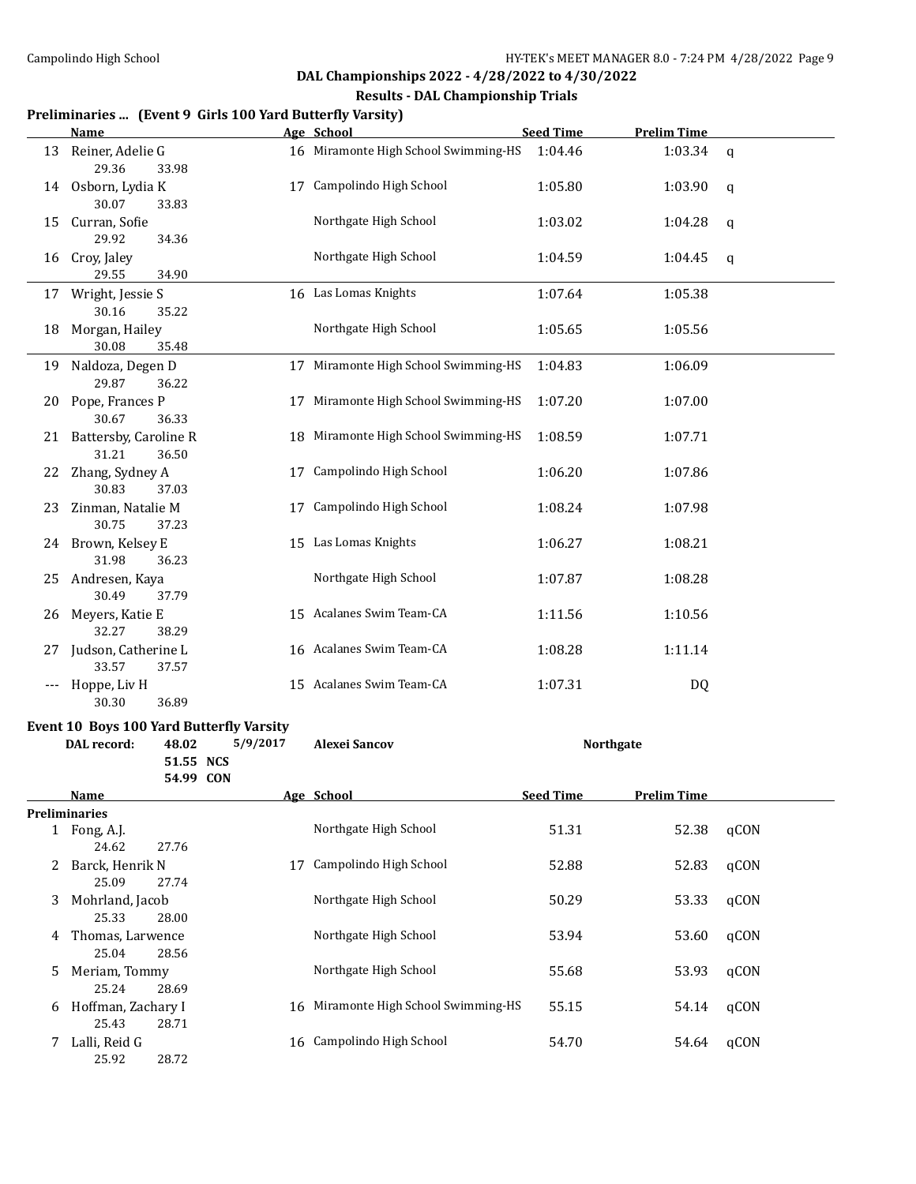## DAL Championships 2022 - 4/28/2022 to 4/30/2022

### Results - DAL Championship Trials

### Preliminaries ... (Event 9 Girls 100 Yard Butterfly Varsity)

| | Name | Age | School | Seed Time | Prelim Time | |
|---|---|---|---|---|---|---|
| 13 | Reiner, Adelie G | 16 | Miramonte High School Swimming-HS | 1:04.46 | 1:03.34 | q |
| | 29.36 33.98 | | | | | |
| 14 | Osborn, Lydia K | 17 | Campolindo High School | 1:05.80 | 1:03.90 | q |
| | 30.07 33.83 | | | | | |
| 15 | Curran, Sofie | | Northgate High School | 1:03.02 | 1:04.28 | q |
| | 29.92 34.36 | | | | | |
| 16 | Croy, Jaley | | Northgate High School | 1:04.59 | 1:04.45 | q |
| | 29.55 34.90 | | | | | |
| 17 | Wright, Jessie S | 16 | Las Lomas Knights | 1:07.64 | 1:05.38 | |
| | 30.16 35.22 | | | | | |
| 18 | Morgan, Hailey | | Northgate High School | 1:05.65 | 1:05.56 | |
| | 30.08 35.48 | | | | | |
| 19 | Naldoza, Degen D | 17 | Miramonte High School Swimming-HS | 1:04.83 | 1:06.09 | |
| | 29.87 36.22 | | | | | |
| 20 | Pope, Frances P | 17 | Miramonte High School Swimming-HS | 1:07.20 | 1:07.00 | |
| | 30.67 36.33 | | | | | |
| 21 | Battersby, Caroline R | 18 | Miramonte High School Swimming-HS | 1:08.59 | 1:07.71 | |
| | 31.21 36.50 | | | | | |
| 22 | Zhang, Sydney A | 17 | Campolindo High School | 1:06.20 | 1:07.86 | |
| | 30.83 37.03 | | | | | |
| 23 | Zinman, Natalie M | 17 | Campolindo High School | 1:08.24 | 1:07.98 | |
| | 30.75 37.23 | | | | | |
| 24 | Brown, Kelsey E | 15 | Las Lomas Knights | 1:06.27 | 1:08.21 | |
| | 31.98 36.23 | | | | | |
| 25 | Andresen, Kaya | | Northgate High School | 1:07.87 | 1:08.28 | |
| | 30.49 37.79 | | | | | |
| 26 | Meyers, Katie E | 15 | Acalanes Swim Team-CA | 1:11.56 | 1:10.56 | |
| | 32.27 38.29 | | | | | |
| 27 | Judson, Catherine L | 16 | Acalanes Swim Team-CA | 1:08.28 | 1:11.14 | |
| | 33.57 37.57 | | | | | |
| --- | Hoppe, Liv H | 15 | Acalanes Swim Team-CA | 1:07.31 | DQ | |
| | 30.30 36.89 | | | | | |

### Event 10 Boys 100 Yard Butterfly Varsity

DAL record: 48.02 5/9/2017 **Alexei Sancov** **Northgate**
51.55 NCS
54.99 CON

| | Name | Age | School | Seed Time | Prelim Time | |
|---|---|---|---|---|---|---|
| **Preliminaries** | | | | | | |
| 1 | Fong, A.J. | | Northgate High School | 51.31 | 52.38 | qCON |
| | 24.62 27.76 | | | | | |
| 2 | Barck, Henrik N | 17 | Campolindo High School | 52.88 | 52.83 | qCON |
| | 25.09 27.74 | | | | | |
| 3 | Mohrland, Jacob | | Northgate High School | 50.29 | 53.33 | qCON |
| | 25.33 28.00 | | | | | |
| 4 | Thomas, Larwence | | Northgate High School | 53.94 | 53.60 | qCON |
| | 25.04 28.56 | | | | | |
| 5 | Meriam, Tommy | | Northgate High School | 55.68 | 53.93 | qCON |
| | 25.24 28.69 | | | | | |
| 6 | Hoffman, Zachary I | 16 | Miramonte High School Swimming-HS | 55.15 | 54.14 | qCON |
| | 25.43 28.71 | | | | | |
| 7 | Lalli, Reid G | 16 | Campolindo High School | 54.70 | 54.64 | qCON |
| | 25.92 28.72 | | | | | |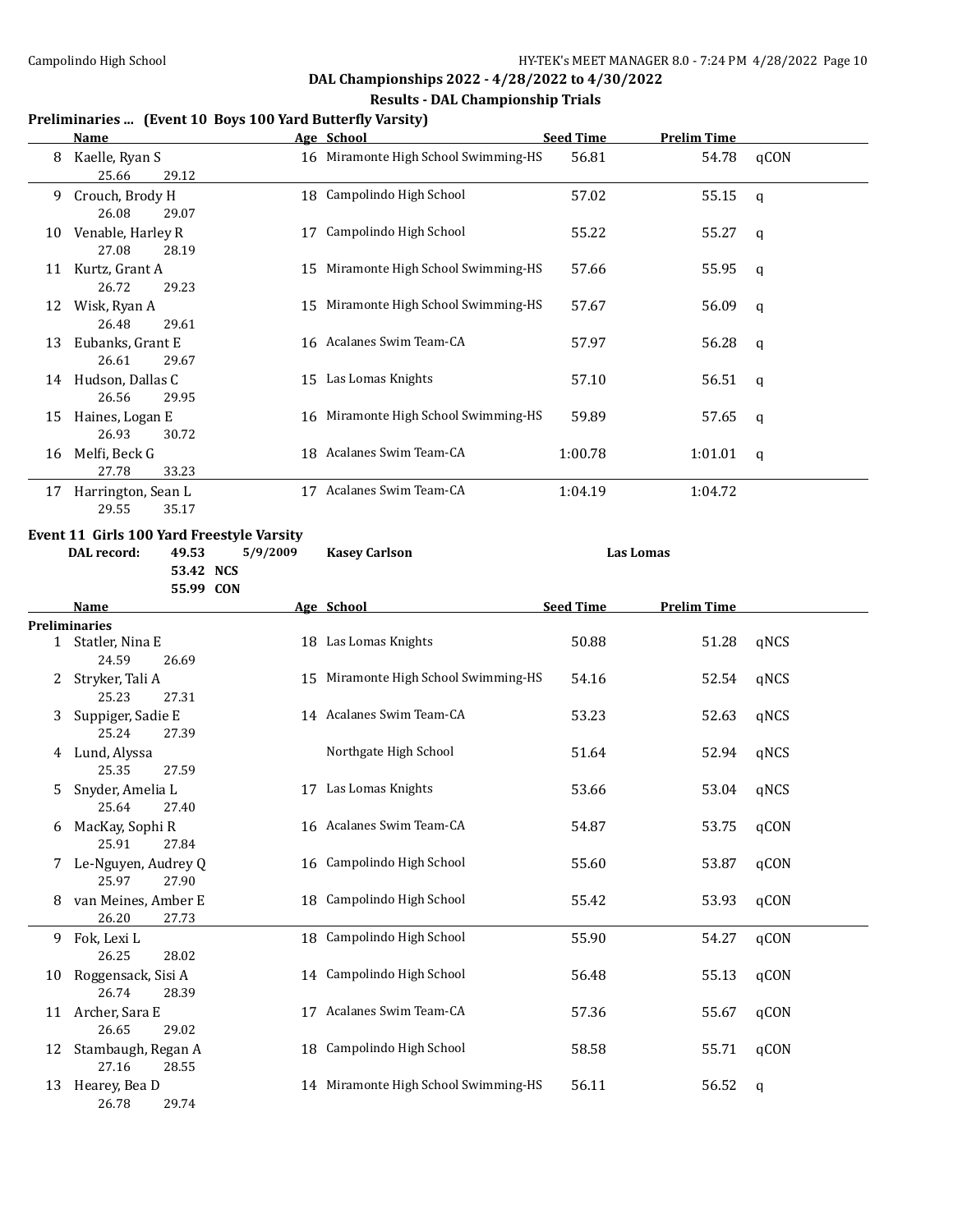## Results - DAL Championship Trials

### Preliminaries ... (Event 10 Boys 100 Yard Butterfly Varsity)

| | Name | Age | School | Seed Time | Prelim Time | |
|---|---|---|---|---|---|---|
| 8 | Kaelle, Ryan S | 16 | Miramonte High School Swimming-HS | 56.81 | 54.78 | qCON |
| | 25.66 29.12 | | | | | |
| 9 | Crouch, Brody H | 18 | Campolindo High School | 57.02 | 55.15 | q |
| | 26.08 29.07 | | | | | |
| 10 | Venable, Harley R | 17 | Campolindo High School | 55.22 | 55.27 | q |
| | 27.08 28.19 | | | | | |
| 11 | Kurtz, Grant A | 15 | Miramonte High School Swimming-HS | 57.66 | 55.95 | q |
| | 26.72 29.23 | | | | | |
| 12 | Wisk, Ryan A | 15 | Miramonte High School Swimming-HS | 57.67 | 56.09 | q |
| | 26.48 29.61 | | | | | |
| 13 | Eubanks, Grant E | 16 | Acalanes Swim Team-CA | 57.97 | 56.28 | q |
| | 26.61 29.67 | | | | | |
| 14 | Hudson, Dallas C | 15 | Las Lomas Knights | 57.10 | 56.51 | q |
| | 26.56 29.95 | | | | | |
| 15 | Haines, Logan E | 16 | Miramonte High School Swimming-HS | 59.89 | 57.65 | q |
| | 26.93 30.72 | | | | | |
| 16 | Melfi, Beck G | 18 | Acalanes Swim Team-CA | 1:00.78 | 1:01.01 | q |
| | 27.78 33.23 | | | | | |
| 17 | Harrington, Sean L | 17 | Acalanes Swim Team-CA | 1:04.19 | 1:04.72 | |
| | 29.55 35.17 | | | | | |

### Event 11 Girls 100 Yard Freestyle Varsity

**DAL record:** 49.53 5/9/2009 **Kasey Carlson** **Las Lomas**
53.42 **NCS**
55.99 **CON**

**Preliminaries**

| | Name | Age | School | Seed Time | Prelim Time | |
|---|---|---|---|---|---|---|
| 1 | Statler, Nina E | 18 | Las Lomas Knights | 50.88 | 51.28 | qNCS |
| | 24.59 26.69 | | | | | |
| 2 | Stryker, Tali A | 15 | Miramonte High School Swimming-HS | 54.16 | 52.54 | qNCS |
| | 25.23 27.31 | | | | | |
| 3 | Suppiger, Sadie E | 14 | Acalanes Swim Team-CA | 53.23 | 52.63 | qNCS |
| | 25.24 27.39 | | | | | |
| 4 | Lund, Alyssa | | Northgate High School | 51.64 | 52.94 | qNCS |
| | 25.35 27.59 | | | | | |
| 5 | Snyder, Amelia L | 17 | Las Lomas Knights | 53.66 | 53.04 | qNCS |
| | 25.64 27.40 | | | | | |
| 6 | MacKay, Sophi R | 16 | Acalanes Swim Team-CA | 54.87 | 53.75 | qCON |
| | 25.91 27.84 | | | | | |
| 7 | Le-Nguyen, Audrey Q | 16 | Campolindo High School | 55.60 | 53.87 | qCON |
| | 25.97 27.90 | | | | | |
| 8 | van Meines, Amber E | 18 | Campolindo High School | 55.42 | 53.93 | qCON |
| | 26.20 27.73 | | | | | |
| 9 | Fok, Lexi L | 18 | Campolindo High School | 55.90 | 54.27 | qCON |
| | 26.25 28.02 | | | | | |
| 10 | Roggensack, Sisi A | 14 | Campolindo High School | 56.48 | 55.13 | qCON |
| | 26.74 28.39 | | | | | |
| 11 | Archer, Sara E | 17 | Acalanes Swim Team-CA | 57.36 | 55.67 | qCON |
| | 26.65 29.02 | | | | | |
| 12 | Stambaugh, Regan A | 18 | Campolindo High School | 58.58 | 55.71 | qCON |
| | 27.16 28.55 | | | | | |
| 13 | Hearey, Bea D | 14 | Miramonte High School Swimming-HS | 56.11 | 56.52 | q |
| | 26.78 29.74 | | | | | |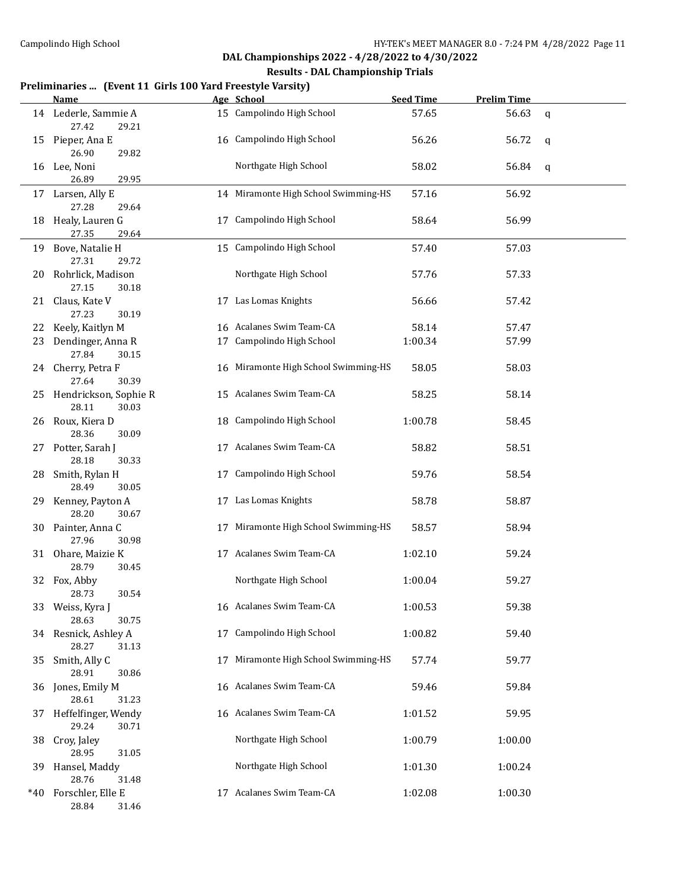## DAL Championships 2022 - 4/28/2022 to 4/30/2022

### Results - DAL Championship Trials

**Preliminaries ... (Event 11 Girls 100 Yard Freestyle Varsity)**

| | Name | Age | School | Seed Time | Prelim Time | |
|---|---|---|---|---|---|---|
| 14 | Lederle, Sammie A | 15 | Campolindo High School | 57.65 | 56.63 | q |
| | 27.42 29.21 | | | | | |
| 15 | Pieper, Ana E | 16 | Campolindo High School | 56.26 | 56.72 | q |
| | 26.90 29.82 | | | | | |
| 16 | Lee, Noni | | Northgate High School | 58.02 | 56.84 | q |
| | 26.89 29.95 | | | | | |
| 17 | Larsen, Ally E | 14 | Miramonte High School Swimming-HS | 57.16 | 56.92 | |
| | 27.28 29.64 | | | | | |
| 18 | Healy, Lauren G | 17 | Campolindo High School | 58.64 | 56.99 | |
| | 27.35 29.64 | | | | | |
| 19 | Bove, Natalie H | 15 | Campolindo High School | 57.40 | 57.03 | |
| | 27.31 29.72 | | | | | |
| 20 | Rohrlick, Madison | | Northgate High School | 57.76 | 57.33 | |
| | 27.15 30.18 | | | | | |
| 21 | Claus, Kate V | 17 | Las Lomas Knights | 56.66 | 57.42 | |
| | 27.23 30.19 | | | | | |
| 22 | Keely, Kaitlyn M | 16 | Acalanes Swim Team-CA | 58.14 | 57.47 | |
| 23 | Dendinger, Anna R | 17 | Campolindo High School | 1:00.34 | 57.99 | |
| | 27.84 30.15 | | | | | |
| 24 | Cherry, Petra F | 16 | Miramonte High School Swimming-HS | 58.05 | 58.03 | |
| | 27.64 30.39 | | | | | |
| 25 | Hendrickson, Sophie R | 15 | Acalanes Swim Team-CA | 58.25 | 58.14 | |
| | 28.11 30.03 | | | | | |
| 26 | Roux, Kiera D | 18 | Campolindo High School | 1:00.78 | 58.45 | |
| | 28.36 30.09 | | | | | |
| 27 | Potter, Sarah J | 17 | Acalanes Swim Team-CA | 58.82 | 58.51 | |
| | 28.18 30.33 | | | | | |
| 28 | Smith, Rylan H | 17 | Campolindo High School | 59.76 | 58.54 | |
| | 28.49 30.05 | | | | | |
| 29 | Kenney, Payton A | 17 | Las Lomas Knights | 58.78 | 58.87 | |
| | 28.20 30.67 | | | | | |
| 30 | Painter, Anna C | 17 | Miramonte High School Swimming-HS | 58.57 | 58.94 | |
| | 27.96 30.98 | | | | | |
| 31 | Ohare, Maizie K | 17 | Acalanes Swim Team-CA | 1:02.10 | 59.24 | |
| | 28.79 30.45 | | | | | |
| 32 | Fox, Abby | | Northgate High School | 1:00.04 | 59.27 | |
| | 28.73 30.54 | | | | | |
| 33 | Weiss, Kyra J | 16 | Acalanes Swim Team-CA | 1:00.53 | 59.38 | |
| | 28.63 30.75 | | | | | |
| 34 | Resnick, Ashley A | 17 | Campolindo High School | 1:00.82 | 59.40 | |
| | 28.27 31.13 | | | | | |
| 35 | Smith, Ally C | 17 | Miramonte High School Swimming-HS | 57.74 | 59.77 | |
| | 28.91 30.86 | | | | | |
| 36 | Jones, Emily M | 16 | Acalanes Swim Team-CA | 59.46 | 59.84 | |
| | 28.61 31.23 | | | | | |
| 37 | Heffelfinger, Wendy | 16 | Acalanes Swim Team-CA | 1:01.52 | 59.95 | |
| | 29.24 30.71 | | | | | |
| 38 | Croy, Jaley | | Northgate High School | 1:00.79 | 1:00.00 | |
| | 28.95 31.05 | | | | | |
| 39 | Hansel, Maddy | | Northgate High School | 1:01.30 | 1:00.24 | |
| | 28.76 31.48 | | | | | |
| *40 | Forschler, Elle E | 17 | Acalanes Swim Team-CA | 1:02.08 | 1:00.30 | |
| | 28.84 31.46 | | | | | |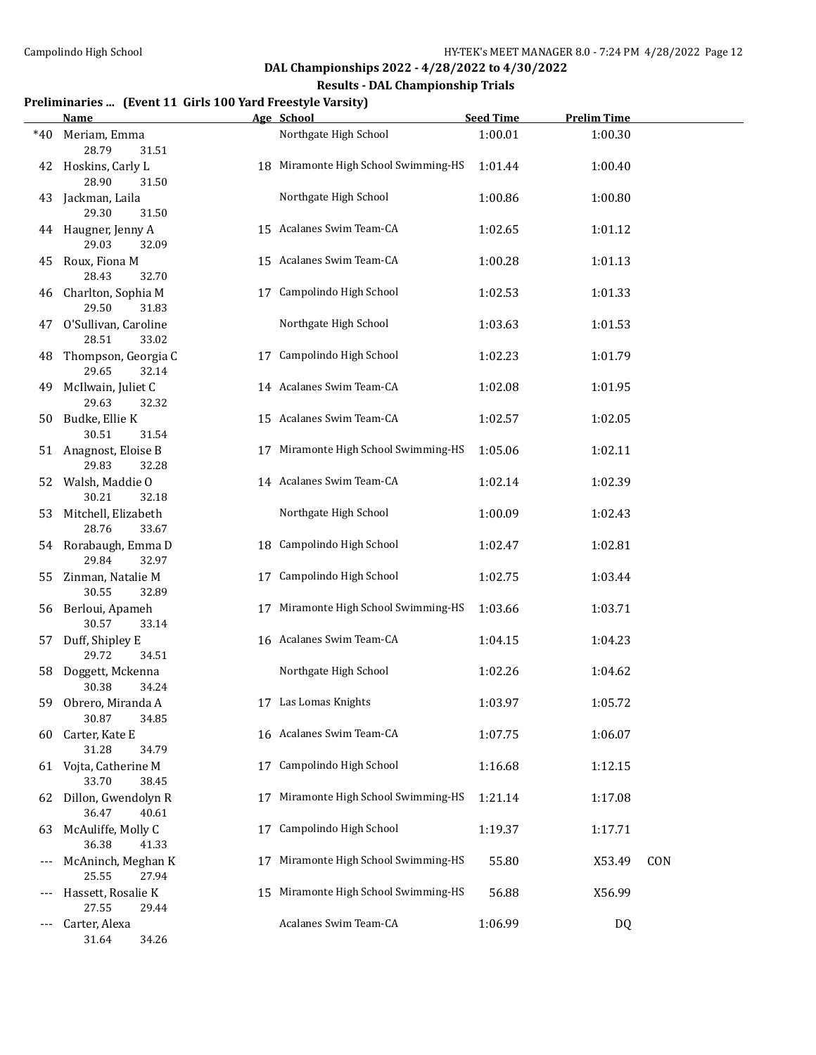Campolindo High School

## DAL Championships 2022 - 4/28/2022 to 4/30/2022

### Results - DAL Championship Trials

**Preliminaries ... (Event 11 Girls 100 Yard Freestyle Varsity)**

| | Name | Age | School | Seed Time | Prelim Time | |
|---|---|---|---|---|---|---|
| *40 | Meriam, Emma | | Northgate High School | 1:00.01 | 1:00.30 | |
| | 28.79 31.51 | | | | | |
| 42 | Hoskins, Carly L | 18 | Miramonte High School Swimming-HS | 1:01.44 | 1:00.40 | |
| | 28.90 31.50 | | | | | |
| 43 | Jackman, Laila | | Northgate High School | 1:00.86 | 1:00.80 | |
| | 29.30 31.50 | | | | | |
| 44 | Haugner, Jenny A | 15 | Acalanes Swim Team-CA | 1:02.65 | 1:01.12 | |
| | 29.03 32.09 | | | | | |
| 45 | Roux, Fiona M | 15 | Acalanes Swim Team-CA | 1:00.28 | 1:01.13 | |
| | 28.43 32.70 | | | | | |
| 46 | Charlton, Sophia M | 17 | Campolindo High School | 1:02.53 | 1:01.33 | |
| | 29.50 31.83 | | | | | |
| 47 | O'Sullivan, Caroline | | Northgate High School | 1:03.63 | 1:01.53 | |
| | 28.51 33.02 | | | | | |
| 48 | Thompson, Georgia C | 17 | Campolindo High School | 1:02.23 | 1:01.79 | |
| | 29.65 32.14 | | | | | |
| 49 | McIlwain, Juliet C | 14 | Acalanes Swim Team-CA | 1:02.08 | 1:01.95 | |
| | 29.63 32.32 | | | | | |
| 50 | Budke, Ellie K | 15 | Acalanes Swim Team-CA | 1:02.57 | 1:02.05 | |
| | 30.51 31.54 | | | | | |
| 51 | Anagnost, Eloise B | 17 | Miramonte High School Swimming-HS | 1:05.06 | 1:02.11 | |
| | 29.83 32.28 | | | | | |
| 52 | Walsh, Maddie O | 14 | Acalanes Swim Team-CA | 1:02.14 | 1:02.39 | |
| | 30.21 32.18 | | | | | |
| 53 | Mitchell, Elizabeth | | Northgate High School | 1:00.09 | 1:02.43 | |
| | 28.76 33.67 | | | | | |
| 54 | Rorabaugh, Emma D | 18 | Campolindo High School | 1:02.47 | 1:02.81 | |
| | 29.84 32.97 | | | | | |
| 55 | Zinman, Natalie M | 17 | Campolindo High School | 1:02.75 | 1:03.44 | |
| | 30.55 32.89 | | | | | |
| 56 | Berloui, Apameh | 17 | Miramonte High School Swimming-HS | 1:03.66 | 1:03.71 | |
| | 30.57 33.14 | | | | | |
| 57 | Duff, Shipley E | 16 | Acalanes Swim Team-CA | 1:04.15 | 1:04.23 | |
| | 29.72 34.51 | | | | | |
| 58 | Doggett, Mckenna | | Northgate High School | 1:02.26 | 1:04.62 | |
| | 30.38 34.24 | | | | | |
| 59 | Obrero, Miranda A | 17 | Las Lomas Knights | 1:03.97 | 1:05.72 | |
| | 30.87 34.85 | | | | | |
| 60 | Carter, Kate E | 16 | Acalanes Swim Team-CA | 1:07.75 | 1:06.07 | |
| | 31.28 34.79 | | | | | |
| 61 | Vojta, Catherine M | 17 | Campolindo High School | 1:16.68 | 1:12.15 | |
| | 33.70 38.45 | | | | | |
| 62 | Dillon, Gwendolyn R | 17 | Miramonte High School Swimming-HS | 1:21.14 | 1:17.08 | |
| | 36.47 40.61 | | | | | |
| 63 | McAuliffe, Molly C | 17 | Campolindo High School | 1:19.37 | 1:17.71 | |
| | 36.38 41.33 | | | | | |
| --- | McAninch, Meghan K | 17 | Miramonte High School Swimming-HS | 55.80 | X53.49 | CON |
| | 25.55 27.94 | | | | | |
| --- | Hassett, Rosalie K | 15 | Miramonte High School Swimming-HS | 56.88 | X56.99 | |
| | 27.55 29.44 | | | | | |
| --- | Carter, Alexa | | Acalanes Swim Team-CA | 1:06.99 | DQ | |
| | 31.64 34.26 | | | | | |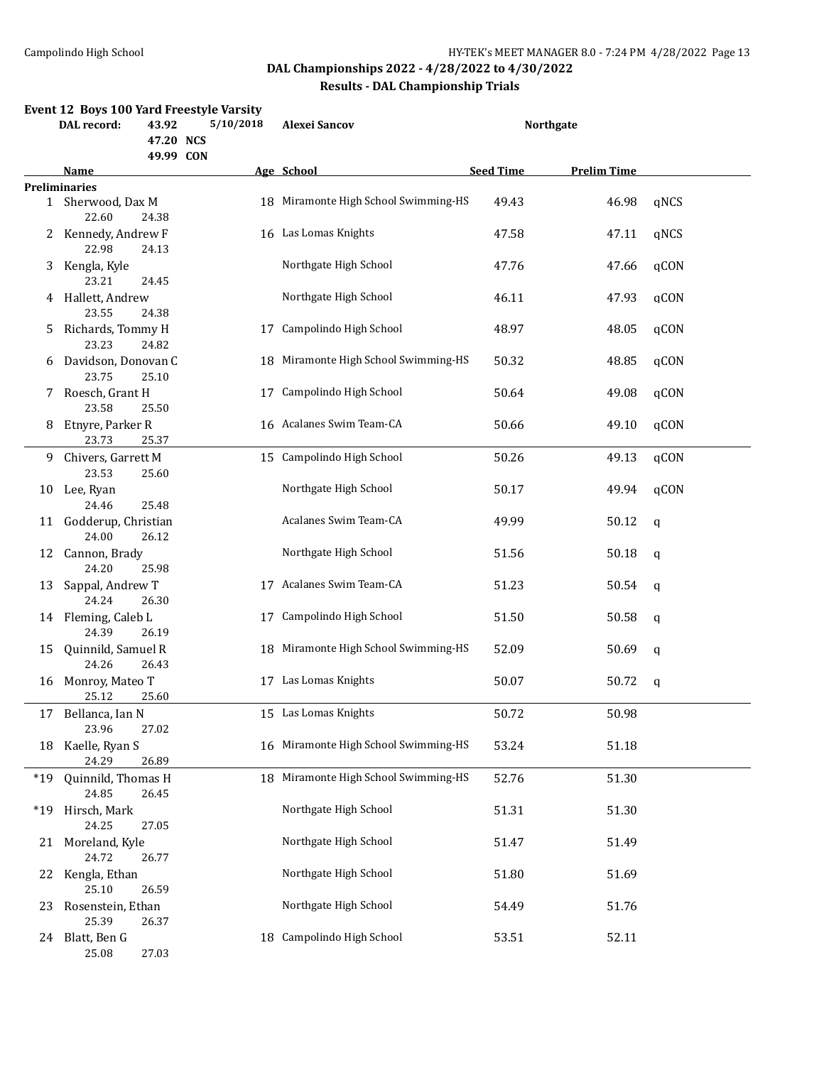DAL Championships 2022 - 4/28/2022 to 4/30/2022

Results - DAL Championship Trials

### Event 12 Boys 100 Yard Freestyle Varsity

| DAL record: | 43.92 | 5/10/2018 | Alexei Sancov | Northgate |
|---|---|---|---|---|
| | 47.20 NCS | | | |
| | 49.99 CON | | | |

**Preliminaries**

| | Name | Age | School | Seed Time | Prelim Time | |
|---|---|---|---|---|---|---|
| 1 | Sherwood, Dax M | 18 | Miramonte High School Swimming-HS | 49.43 | 46.98 | qNCS |
| | 22.60 24.38 | | | | | |
| 2 | Kennedy, Andrew F | 16 | Las Lomas Knights | 47.58 | 47.11 | qNCS |
| | 22.98 24.13 | | | | | |
| 3 | Kengla, Kyle | | Northgate High School | 47.76 | 47.66 | qCON |
| | 23.21 24.45 | | | | | |
| 4 | Hallett, Andrew | | Northgate High School | 46.11 | 47.93 | qCON |
| | 23.55 24.38 | | | | | |
| 5 | Richards, Tommy H | 17 | Campolindo High School | 48.97 | 48.05 | qCON |
| | 23.23 24.82 | | | | | |
| 6 | Davidson, Donovan C | 18 | Miramonte High School Swimming-HS | 50.32 | 48.85 | qCON |
| | 23.75 25.10 | | | | | |
| 7 | Roesch, Grant H | 17 | Campolindo High School | 50.64 | 49.08 | qCON |
| | 23.58 25.50 | | | | | |
| 8 | Etnyre, Parker R | 16 | Acalanes Swim Team-CA | 50.66 | 49.10 | qCON |
| | 23.73 25.37 | | | | | |
| 9 | Chivers, Garrett M | 15 | Campolindo High School | 50.26 | 49.13 | qCON |
| | 23.53 25.60 | | | | | |
| 10 | Lee, Ryan | | Northgate High School | 50.17 | 49.94 | qCON |
| | 24.46 25.48 | | | | | |
| 11 | Godderup, Christian | | Acalanes Swim Team-CA | 49.99 | 50.12 | q |
| | 24.00 26.12 | | | | | |
| 12 | Cannon, Brady | | Northgate High School | 51.56 | 50.18 | q |
| | 24.20 25.98 | | | | | |
| 13 | Sappal, Andrew T | 17 | Acalanes Swim Team-CA | 51.23 | 50.54 | q |
| | 24.24 26.30 | | | | | |
| 14 | Fleming, Caleb L | 17 | Campolindo High School | 51.50 | 50.58 | q |
| | 24.39 26.19 | | | | | |
| 15 | Quinnild, Samuel R | 18 | Miramonte High School Swimming-HS | 52.09 | 50.69 | q |
| | 24.26 26.43 | | | | | |
| 16 | Monroy, Mateo T | 17 | Las Lomas Knights | 50.07 | 50.72 | q |
| | 25.12 25.60 | | | | | |
| 17 | Bellanca, Ian N | 15 | Las Lomas Knights | 50.72 | 50.98 | |
| | 23.96 27.02 | | | | | |
| 18 | Kaelle, Ryan S | 16 | Miramonte High School Swimming-HS | 53.24 | 51.18 | |
| | 24.29 26.89 | | | | | |
| *19 | Quinnild, Thomas H | 18 | Miramonte High School Swimming-HS | 52.76 | 51.30 | |
| | 24.85 26.45 | | | | | |
| *19 | Hirsch, Mark | | Northgate High School | 51.31 | 51.30 | |
| | 24.25 27.05 | | | | | |
| 21 | Moreland, Kyle | | Northgate High School | 51.47 | 51.49 | |
| | 24.72 26.77 | | | | | |
| 22 | Kengla, Ethan | | Northgate High School | 51.80 | 51.69 | |
| | 25.10 26.59 | | | | | |
| 23 | Rosenstein, Ethan | | Northgate High School | 54.49 | 51.76 | |
| | 25.39 26.37 | | | | | |
| 24 | Blatt, Ben G | 18 | Campolindo High School | 53.51 | 52.11 | |
| | 25.08 27.03 | | | | | |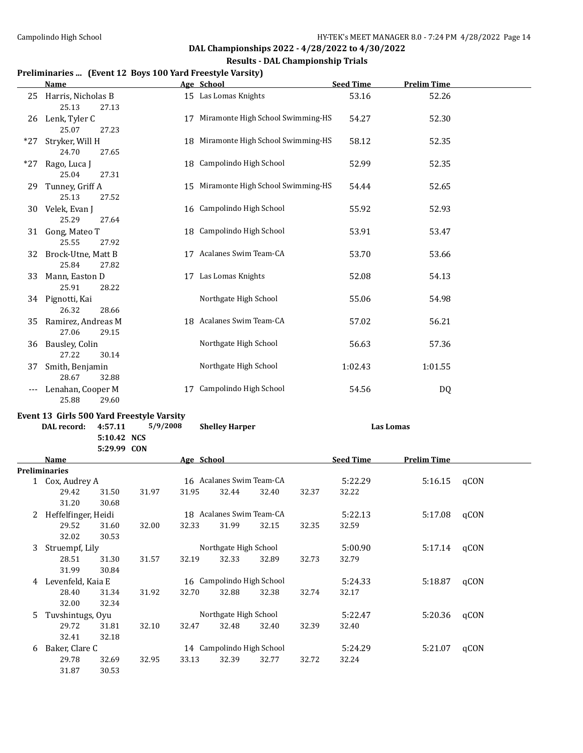## DAL Championships 2022 - 4/28/2022 to 4/30/2022

### Results - DAL Championship Trials

**Preliminaries ... (Event 12 Boys 100 Yard Freestyle Varsity)**

| | Name | Age | School | Seed Time | Prelim Time |
|---|---|---|---|---|---|
| 25 | Harris, Nicholas B | 15 | Las Lomas Knights | 53.16 | 52.26 |
| | 25.13 27.13 | | | | |
| 26 | Lenk, Tyler C | 17 | Miramonte High School Swimming-HS | 54.27 | 52.30 |
| | 25.07 27.23 | | | | |
| *27 | Stryker, Will H | 18 | Miramonte High School Swimming-HS | 58.12 | 52.35 |
| | 24.70 27.65 | | | | |
| *27 | Rago, Luca J | 18 | Campolindo High School | 52.99 | 52.35 |
| | 25.04 27.31 | | | | |
| 29 | Tunney, Griff A | 15 | Miramonte High School Swimming-HS | 54.44 | 52.65 |
| | 25.13 27.52 | | | | |
| 30 | Velek, Evan J | 16 | Campolindo High School | 55.92 | 52.93 |
| | 25.29 27.64 | | | | |
| 31 | Gong, Mateo T | 18 | Campolindo High School | 53.91 | 53.47 |
| | 25.55 27.92 | | | | |
| 32 | Brock-Utne, Matt B | 17 | Acalanes Swim Team-CA | 53.70 | 53.66 |
| | 25.84 27.82 | | | | |
| 33 | Mann, Easton D | 17 | Las Lomas Knights | 52.08 | 54.13 |
| | 25.91 28.22 | | | | |
| 34 | Pignotti, Kai | | Northgate High School | 55.06 | 54.98 |
| | 26.32 28.66 | | | | |
| 35 | Ramirez, Andreas M | 18 | Acalanes Swim Team-CA | 57.02 | 56.21 |
| | 27.06 29.15 | | | | |
| 36 | Bausley, Colin | | Northgate High School | 56.63 | 57.36 |
| | 27.22 30.14 | | | | |
| 37 | Smith, Benjamin | | Northgate High School | 1:02.43 | 1:01.55 |
| | 28.67 32.88 | | | | |
| --- | Lenahan, Cooper M | 17 | Campolindo High School | 54.56 | DQ |
| | 25.88 29.60 | | | | |

**Event 13 Girls 500 Yard Freestyle Varsity**

| DAL record: | 4:57.11 | 5/9/2008 | Shelley Harper | Las Lomas |
|---|---|---|---|---|
| | 5:10.42 NCS | | | |
| | 5:29.99 CON | | | |

**Preliminaries**

| | Name | Age | School | Seed Time | Prelim Time | |
|---|---|---|---|---|---|---|
| 1 | Cox, Audrey A | 16 | Acalanes Swim Team-CA | 5:22.29 | 5:16.15 | qCON |
| | 29.42 31.50 31.97 31.95 32.44 32.40 32.37 32.22 31.20 30.68 | | | | | |
| 2 | Heffelfinger, Heidi | 18 | Acalanes Swim Team-CA | 5:22.13 | 5:17.08 | qCON |
| | 29.52 31.60 32.00 32.33 31.99 32.15 32.35 32.59 32.02 30.53 | | | | | |
| 3 | Struempf, Lily | | Northgate High School | 5:00.90 | 5:17.14 | qCON |
| | 28.51 31.30 31.57 32.19 32.33 32.89 32.73 32.79 31.99 30.84 | | | | | |
| 4 | Levenfeld, Kaia E | 16 | Campolindo High School | 5:24.33 | 5:18.87 | qCON |
| | 28.40 31.34 31.92 32.70 32.88 32.38 32.74 32.17 32.00 32.34 | | | | | |
| 5 | Tuvshintugs, Oyu | | Northgate High School | 5:22.47 | 5:20.36 | qCON |
| | 29.72 31.81 32.10 32.47 32.48 32.40 32.39 32.40 32.41 32.18 | | | | | |
| 6 | Baker, Clare C | 14 | Campolindo High School | 5:24.29 | 5:21.07 | qCON |
| | 29.78 32.69 32.95 33.13 32.39 32.77 32.72 32.24 31.87 30.53 | | | | | |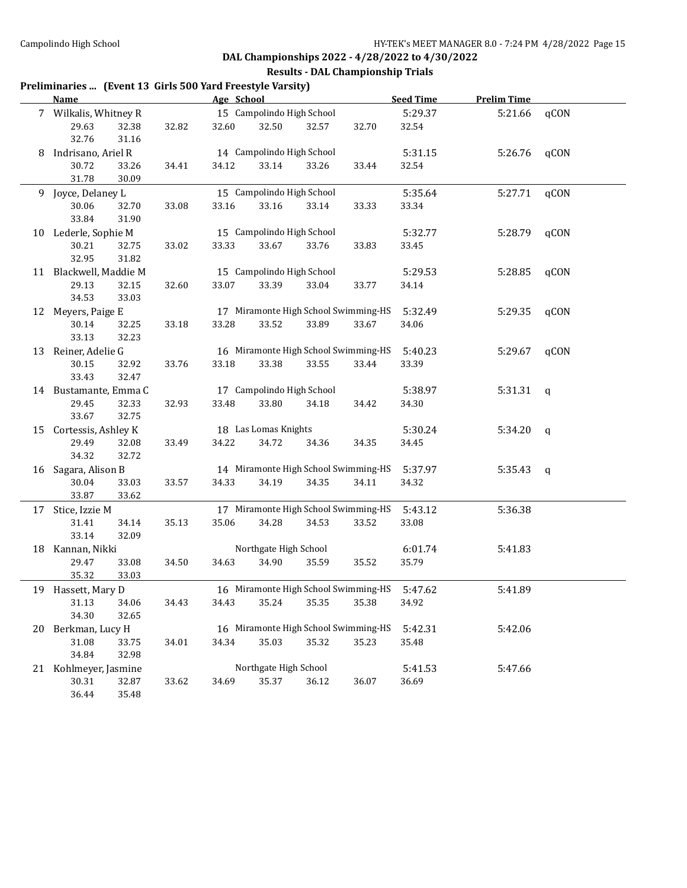## DAL Championships 2022 - 4/28/2022 to 4/30/2022

### Results - DAL Championship Trials

**Preliminaries ... (Event 13 Girls 500 Yard Freestyle Varsity)**

| | Name | Age | School | Seed Time | Prelim Time | |
|---|---|---|---|---|---|---|
| 7 | Wilkalis, Whitney R | 15 | Campolindo High School | 5:29.37 | 5:21.66 | qCON |
| | 29.63 32.38 32.82 32.60 32.50 32.57 32.70 32.54 32.76 31.16 | | | | | |
| 8 | Indrisano, Ariel R | 14 | Campolindo High School | 5:31.15 | 5:26.76 | qCON |
| | 30.72 33.26 34.41 34.12 33.14 33.26 33.44 32.54 31.78 30.09 | | | | | |
| 9 | Joyce, Delaney L | 15 | Campolindo High School | 5:35.64 | 5:27.71 | qCON |
| | 30.06 32.70 33.08 33.16 33.16 33.14 33.33 33.34 33.84 31.90 | | | | | |
| 10 | Lederle, Sophie M | 15 | Campolindo High School | 5:32.77 | 5:28.79 | qCON |
| | 30.21 32.75 33.02 33.33 33.67 33.76 33.83 33.45 32.95 31.82 | | | | | |
| 11 | Blackwell, Maddie M | 15 | Campolindo High School | 5:29.53 | 5:28.85 | qCON |
| | 29.13 32.15 32.60 33.07 33.39 33.04 33.77 34.14 34.53 33.03 | | | | | |
| 12 | Meyers, Paige E | 17 | Miramonte High School Swimming-HS | 5:32.49 | 5:29.35 | qCON |
| | 30.14 32.25 33.18 33.28 33.52 33.89 33.67 34.06 33.13 32.23 | | | | | |
| 13 | Reiner, Adelie G | 16 | Miramonte High School Swimming-HS | 5:40.23 | 5:29.67 | qCON |
| | 30.15 32.92 33.76 33.18 33.38 33.55 33.44 33.39 33.43 32.47 | | | | | |
| 14 | Bustamante, Emma C | 17 | Campolindo High School | 5:38.97 | 5:31.31 | q |
| | 29.45 32.33 32.93 33.48 33.80 34.18 34.42 34.30 33.67 32.75 | | | | | |
| 15 | Cortessis, Ashley K | 18 | Las Lomas Knights | 5:30.24 | 5:34.20 | q |
| | 29.49 32.08 33.49 34.22 34.72 34.36 34.35 34.45 34.32 32.72 | | | | | |
| 16 | Sagara, Alison B | 14 | Miramonte High School Swimming-HS | 5:37.97 | 5:35.43 | q |
| | 30.04 33.03 33.57 34.33 34.19 34.35 34.11 34.32 33.87 33.62 | | | | | |
| 17 | Stice, Izzie M | 17 | Miramonte High School Swimming-HS | 5:43.12 | 5:36.38 | |
| | 31.41 34.14 35.13 35.06 34.28 34.53 33.52 33.08 33.14 32.09 | | | | | |
| 18 | Kannan, Nikki | | Northgate High School | 6:01.74 | 5:41.83 | |
| | 29.47 33.08 34.50 34.63 34.90 35.59 35.52 35.79 35.32 33.03 | | | | | |
| 19 | Hassett, Mary D | 16 | Miramonte High School Swimming-HS | 5:47.62 | 5:41.89 | |
| | 31.13 34.06 34.43 34.43 35.24 35.35 35.38 34.92 34.30 32.65 | | | | | |
| 20 | Berkman, Lucy H | 16 | Miramonte High School Swimming-HS | 5:42.31 | 5:42.06 | |
| | 31.08 33.75 34.01 34.34 35.03 35.32 35.23 35.48 34.84 32.98 | | | | | |
| 21 | Kohlmeyer, Jasmine | | Northgate High School | 5:41.53 | 5:47.66 | |
| | 30.31 32.87 33.62 34.69 35.37 36.12 36.07 36.69 36.44 35.48 | | | | | |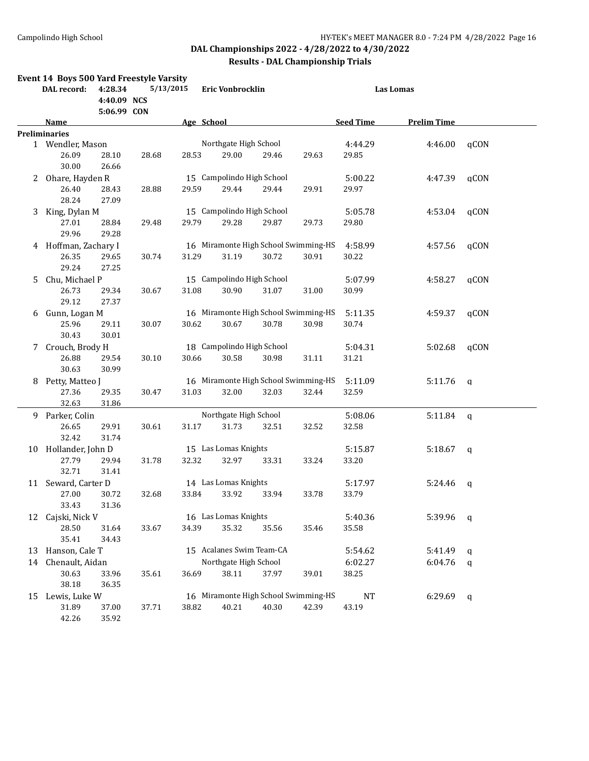## DAL Championships 2022 - 4/28/2022 to 4/30/2022

### Results - DAL Championship Trials

**Event 14 Boys 500 Yard Freestyle Varsity**

| DAL record: | 4:28.34 | 5/13/2015 | Eric Vonbrocklin | Las Lomas |
|---|---|---|---|---|
| | 4:40.09 NCS | | | |
| | 5:06.99 CON | | | |

| | Name | Age | School | Seed Time | Prelim Time | |
|---|---|---|---|---|---|---|
| **Preliminaries** | | | | | | |
| 1 | Wendler, Mason | | Northgate High School | 4:44.29 | 4:46.00 | qCON |
| | 26.09 28.10 28.68 28.53 29.00 29.46 29.63 29.85 30.00 26.66 | | | | | |
| 2 | Ohare, Hayden R | 15 | Campolindo High School | 5:00.22 | 4:47.39 | qCON |
| | 26.40 28.43 28.88 29.59 29.44 29.44 29.91 29.97 28.24 27.09 | | | | | |
| 3 | King, Dylan M | 15 | Campolindo High School | 5:05.78 | 4:53.04 | qCON |
| | 27.01 28.84 29.48 29.79 29.28 29.87 29.73 29.80 29.96 29.28 | | | | | |
| 4 | Hoffman, Zachary I | 16 | Miramonte High School Swimming-HS | 4:58.99 | 4:57.56 | qCON |
| | 26.35 29.65 30.74 31.29 31.19 30.72 30.91 30.22 29.24 27.25 | | | | | |
| 5 | Chu, Michael P | 15 | Campolindo High School | 5:07.99 | 4:58.27 | qCON |
| | 26.73 29.34 30.67 31.08 30.90 31.07 31.00 30.99 29.12 27.37 | | | | | |
| 6 | Gunn, Logan M | 16 | Miramonte High School Swimming-HS | 5:11.35 | 4:59.37 | qCON |
| | 25.96 29.11 30.07 30.62 30.67 30.78 30.98 30.74 30.43 30.01 | | | | | |
| 7 | Crouch, Brody H | 18 | Campolindo High School | 5:04.31 | 5:02.68 | qCON |
| | 26.88 29.54 30.10 30.66 30.58 30.98 31.11 31.21 30.63 30.99 | | | | | |
| 8 | Petty, Matteo J | 16 | Miramonte High School Swimming-HS | 5:11.09 | 5:11.76 | q |
| | 27.36 29.35 30.47 31.03 32.00 32.03 32.44 32.59 32.63 31.86 | | | | | |
| 9 | Parker, Colin | | Northgate High School | 5:08.06 | 5:11.84 | q |
| | 26.65 29.91 30.61 31.17 31.73 32.51 32.52 32.58 32.42 31.74 | | | | | |
| 10 | Hollander, John D | 15 | Las Lomas Knights | 5:15.87 | 5:18.67 | q |
| | 27.79 29.94 31.78 32.32 32.97 33.31 33.24 33.20 32.71 31.41 | | | | | |
| 11 | Seward, Carter D | 14 | Las Lomas Knights | 5:17.97 | 5:24.46 | q |
| | 27.00 30.72 32.68 33.84 33.92 33.94 33.78 33.79 33.43 31.36 | | | | | |
| 12 | Cajski, Nick V | 16 | Las Lomas Knights | 5:40.36 | 5:39.96 | q |
| | 28.50 31.64 33.67 34.39 35.32 35.56 35.46 35.58 35.41 34.43 | | | | | |
| 13 | Hanson, Cale T | 15 | Acalanes Swim Team-CA | 5:54.62 | 5:41.49 | q |
| 14 | Chenault, Aidan | | Northgate High School | 6:02.27 | 6:04.76 | q |
| | 30.63 33.96 35.61 36.69 38.11 37.97 39.01 38.25 38.18 36.35 | | | | | |
| 15 | Lewis, Luke W | 16 | Miramonte High School Swimming-HS | NT | 6:29.69 | q |
| | 31.89 37.00 37.71 38.82 40.21 40.30 42.39 43.19 42.26 35.92 | | | | | |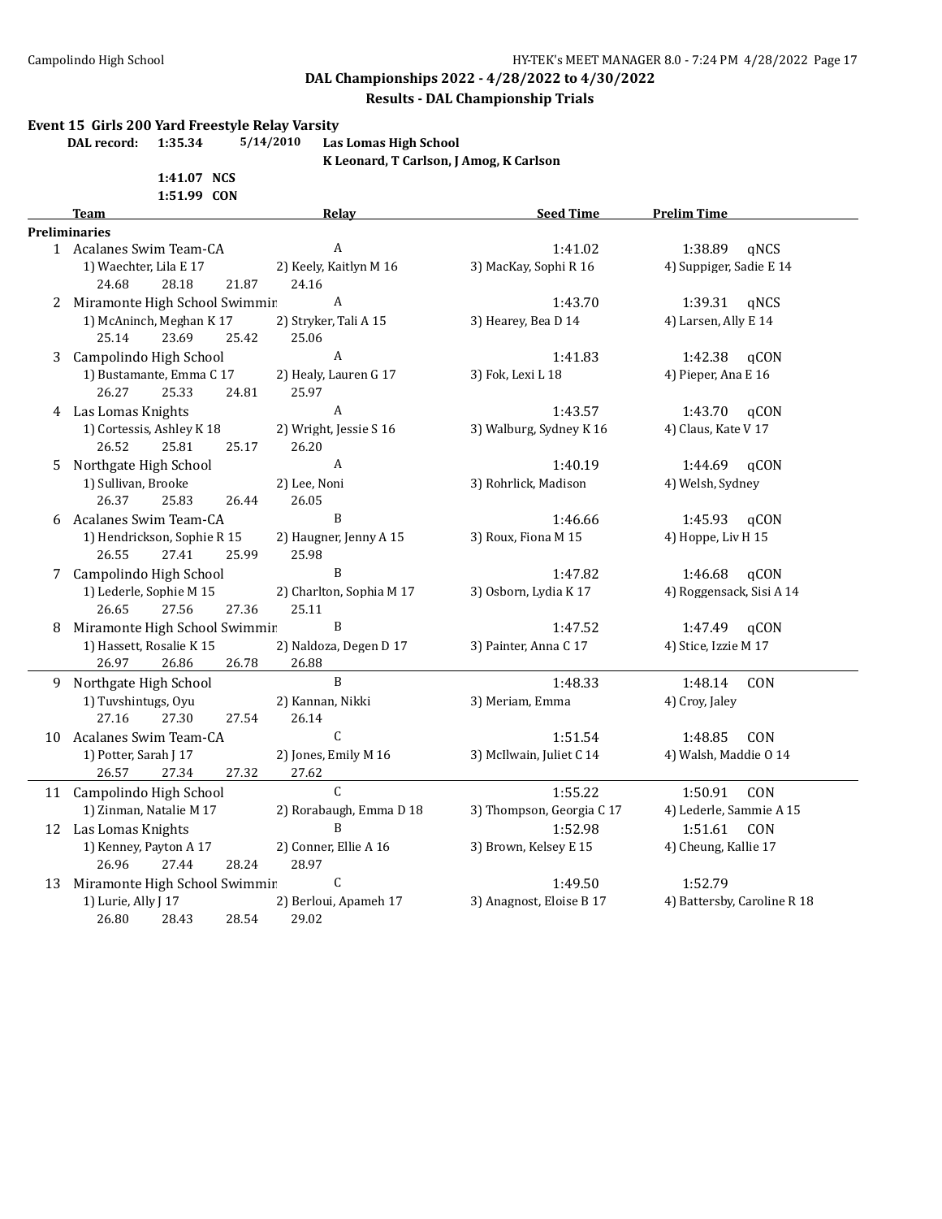**DAL Championships 2022 - 4/28/2022 to 4/30/2022**

**Results - DAL Championship Trials**

### Event 15 Girls 200 Yard Freestyle Relay Varsity

**DAL record:** 1:35.34 5/14/2010 **Las Lomas High School**
K Leonard, T Carlson, J Amog, K Carlson

1:41.07 NCS
1:51.99 CON

| | Team | Relay | Seed Time | Prelim Time | |
|---|---|---|---|---|---|
| **Preliminaries** | | | | | |
| 1 | Acalanes Swim Team-CA | A | 1:41.02 | 1:38.89 | qNCS |
| | 1) Waechter, Lila E 17 | 2) Keely, Kaitlyn M 16 | 3) MacKay, Sophi R 16 | 4) Suppiger, Sadie E 14 | |
| | 24.68 28.18 21.87 24.16 | | | | |
| 2 | Miramonte High School Swimmin | A | 1:43.70 | 1:39.31 | qNCS |
| | 1) McAninch, Meghan K 17 | 2) Stryker, Tali A 15 | 3) Hearey, Bea D 14 | 4) Larsen, Ally E 14 | |
| | 25.14 23.69 25.42 25.06 | | | | |
| 3 | Campolindo High School | A | 1:41.83 | 1:42.38 | qCON |
| | 1) Bustamante, Emma C 17 | 2) Healy, Lauren G 17 | 3) Fok, Lexi L 18 | 4) Pieper, Ana E 16 | |
| | 26.27 25.33 24.81 25.97 | | | | |
| 4 | Las Lomas Knights | A | 1:43.57 | 1:43.70 | qCON |
| | 1) Cortessis, Ashley K 18 | 2) Wright, Jessie S 16 | 3) Walburg, Sydney K 16 | 4) Claus, Kate V 17 | |
| | 26.52 25.81 25.17 26.20 | | | | |
| 5 | Northgate High School | A | 1:40.19 | 1:44.69 | qCON |
| | 1) Sullivan, Brooke | 2) Lee, Noni | 3) Rohrlick, Madison | 4) Welsh, Sydney | |
| | 26.37 25.83 26.44 26.05 | | | | |
| 6 | Acalanes Swim Team-CA | B | 1:46.66 | 1:45.93 | qCON |
| | 1) Hendrickson, Sophie R 15 | 2) Haugner, Jenny A 15 | 3) Roux, Fiona M 15 | 4) Hoppe, Liv H 15 | |
| | 26.55 27.41 25.99 25.98 | | | | |
| 7 | Campolindo High School | B | 1:47.82 | 1:46.68 | qCON |
| | 1) Lederle, Sophie M 15 | 2) Charlton, Sophia M 17 | 3) Osborn, Lydia K 17 | 4) Roggensack, Sisi A 14 | |
| | 26.65 27.56 27.36 25.11 | | | | |
| 8 | Miramonte High School Swimmin | B | 1:47.52 | 1:47.49 | qCON |
| | 1) Hassett, Rosalie K 15 | 2) Naldoza, Degen D 17 | 3) Painter, Anna C 17 | 4) Stice, Izzie M 17 | |
| | 26.97 26.86 26.78 26.88 | | | | |
| 9 | Northgate High School | B | 1:48.33 | 1:48.14 | CON |
| | 1) Tuvshintugs, Oyu | 2) Kannan, Nikki | 3) Meriam, Emma | 4) Croy, Jaley | |
| | 27.16 27.30 27.54 26.14 | | | | |
| 10 | Acalanes Swim Team-CA | C | 1:51.54 | 1:48.85 | CON |
| | 1) Potter, Sarah J 17 | 2) Jones, Emily M 16 | 3) McIlwain, Juliet C 14 | 4) Walsh, Maddie O 14 | |
| | 26.57 27.34 27.32 27.62 | | | | |
| 11 | Campolindo High School | C | 1:55.22 | 1:50.91 | CON |
| | 1) Zinman, Natalie M 17 | 2) Rorabaugh, Emma D 18 | 3) Thompson, Georgia C 17 | 4) Lederle, Sammie A 15 | |
| 12 | Las Lomas Knights | B | 1:52.98 | 1:51.61 | CON |
| | 1) Kenney, Payton A 17 | 2) Conner, Ellie A 16 | 3) Brown, Kelsey E 15 | 4) Cheung, Kallie 17 | |
| | 26.96 27.44 28.24 28.97 | | | | |
| 13 | Miramonte High School Swimmin | C | 1:49.50 | 1:52.79 | |
| | 1) Lurie, Ally J 17 | 2) Berloui, Apameh 17 | 3) Anagnost, Eloise B 17 | 4) Battersby, Caroline R 18 | |
| | 26.80 28.43 28.54 29.02 | | | | |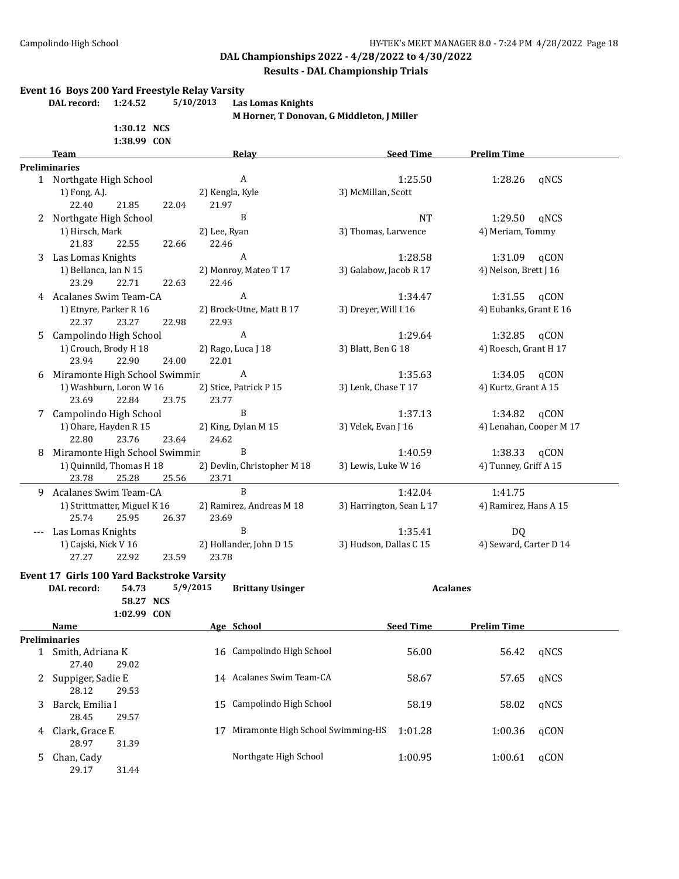## DAL Championships 2022 - 4/28/2022 to 4/30/2022

### Results - DAL Championship Trials

### Event 16 Boys 200 Yard Freestyle Relay Varsity

**DAL record:** 1:24.52 5/10/2013 **Las Lomas Knights**
**M Horner, T Donovan, G Middleton, J Miller**

1:30.12 NCS
1:38.99 CON

| | Team | Relay | Seed Time | Prelim Time | |
|---|---|---|---|---|---|
| **Preliminaries** | | | | | |
| 1 | Northgate High School | A | 1:25.50 | 1:28.26 | qNCS |
| | 1) Fong, A.J. | 2) Kengla, Kyle | 3) McMillan, Scott | | |
| | 22.40 21.85 22.04 21.97 | | | | |
| 2 | Northgate High School | B | NT | 1:29.50 | qNCS |
| | 1) Hirsch, Mark | 2) Lee, Ryan | 3) Thomas, Larwence | 4) Meriam, Tommy | |
| | 21.83 22.55 22.66 22.46 | | | | |
| 3 | Las Lomas Knights | A | 1:28.58 | 1:31.09 | qCON |
| | 1) Bellanca, Ian N 15 | 2) Monroy, Mateo T 17 | 3) Galabow, Jacob R 17 | 4) Nelson, Brett J 16 | |
| | 23.29 22.71 22.63 22.46 | | | | |
| 4 | Acalanes Swim Team-CA | A | 1:34.47 | 1:31.55 | qCON |
| | 1) Etnyre, Parker R 16 | 2) Brock-Utne, Matt B 17 | 3) Dreyer, Will I 16 | 4) Eubanks, Grant E 16 | |
| | 22.37 23.27 22.98 22.93 | | | | |
| 5 | Campolindo High School | A | 1:29.64 | 1:32.85 | qCON |
| | 1) Crouch, Brody H 18 | 2) Rago, Luca J 18 | 3) Blatt, Ben G 18 | 4) Roesch, Grant H 17 | |
| | 23.94 22.90 24.00 22.01 | | | | |
| 6 | Miramonte High School Swimmin | A | 1:35.63 | 1:34.05 | qCON |
| | 1) Washburn, Loron W 16 | 2) Stice, Patrick P 15 | 3) Lenk, Chase T 17 | 4) Kurtz, Grant A 15 | |
| | 23.69 22.84 23.75 23.77 | | | | |
| 7 | Campolindo High School | B | 1:37.13 | 1:34.82 | qCON |
| | 1) Ohare, Hayden R 15 | 2) King, Dylan M 15 | 3) Velek, Evan J 16 | 4) Lenahan, Cooper M 17 | |
| | 22.80 23.76 23.64 24.62 | | | | |
| 8 | Miramonte High School Swimmin | B | 1:40.59 | 1:38.33 | qCON |
| | 1) Quinnild, Thomas H 18 | 2) Devlin, Christopher M 18 | 3) Lewis, Luke W 16 | 4) Tunney, Griff A 15 | |
| | 23.78 25.28 25.56 23.71 | | | | |
| 9 | Acalanes Swim Team-CA | B | 1:42.04 | 1:41.75 | |
| | 1) Strittmatter, Miguel K 16 | 2) Ramirez, Andreas M 18 | 3) Harrington, Sean L 17 | 4) Ramirez, Hans A 15 | |
| | 25.74 25.95 26.37 23.69 | | | | |
| --- | Las Lomas Knights | B | 1:35.41 | DQ | |
| | 1) Cajski, Nick V 16 | 2) Hollander, John D 15 | 3) Hudson, Dallas C 15 | 4) Seward, Carter D 14 | |
| | 27.27 22.92 23.59 23.78 | | | | |

### Event 17 Girls 100 Yard Backstroke Varsity

**DAL record:** 54.73 5/9/2015 **Brittany Usinger** **Acalanes**

58.27 NCS
1:02.99 CON

| | Name | Age | School | Seed Time | Prelim Time | |
|---|---|---|---|---|---|---|
| **Preliminaries** | | | | | | |
| 1 | Smith, Adriana K | 16 | Campolindo High School | 56.00 | 56.42 | qNCS |
| | 27.40 29.02 | | | | | |
| 2 | Suppiger, Sadie E | 14 | Acalanes Swim Team-CA | 58.67 | 57.65 | qNCS |
| | 28.12 29.53 | | | | | |
| 3 | Barck, Emilia I | 15 | Campolindo High School | 58.19 | 58.02 | qNCS |
| | 28.45 29.57 | | | | | |
| 4 | Clark, Grace E | 17 | Miramonte High School Swimming-HS | 1:01.28 | 1:00.36 | qCON |
| | 28.97 31.39 | | | | | |
| 5 | Chan, Cady | | Northgate High School | 1:00.95 | 1:00.61 | qCON |
| | 29.17 31.44 | | | | | |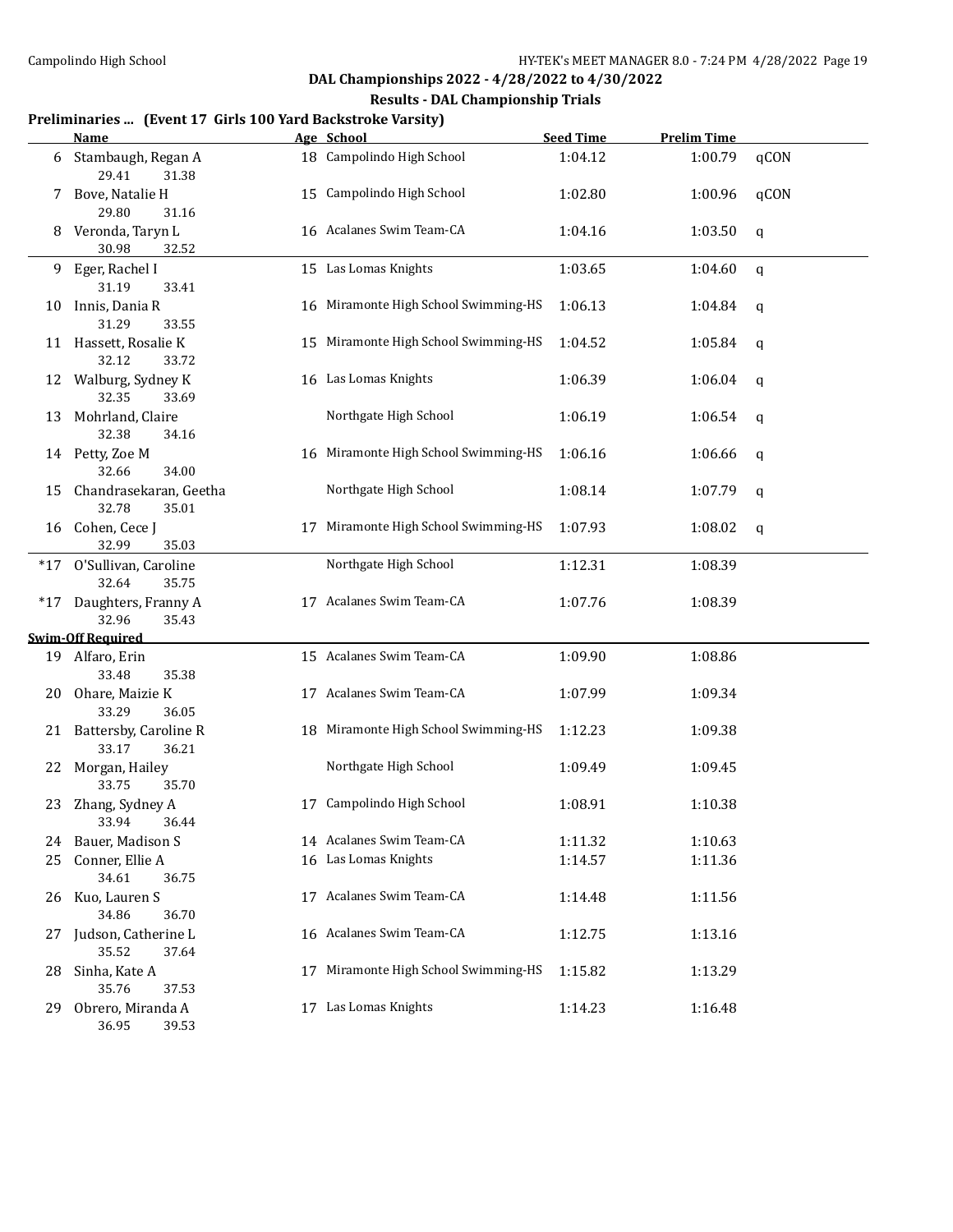## DAL Championships 2022 - 4/28/2022 to 4/30/2022

### Results - DAL Championship Trials

**Preliminaries ... (Event 17 Girls 100 Yard Backstroke Varsity)**

| | Name | Age | School | Seed Time | Prelim Time | |
|---|---|---|---|---|---|---|
| 6 | Stambaugh, Regan A | 18 | Campolindo High School | 1:04.12 | 1:00.79 | qCON |
| | 29.41 31.38 | | | | | |
| 7 | Bove, Natalie H | 15 | Campolindo High School | 1:02.80 | 1:00.96 | qCON |
| | 29.80 31.16 | | | | | |
| 8 | Veronda, Taryn L | 16 | Acalanes Swim Team-CA | 1:04.16 | 1:03.50 | q |
| | 30.98 32.52 | | | | | |
| 9 | Eger, Rachel I | 15 | Las Lomas Knights | 1:03.65 | 1:04.60 | q |
| | 31.19 33.41 | | | | | |
| 10 | Innis, Dania R | 16 | Miramonte High School Swimming-HS | 1:06.13 | 1:04.84 | q |
| | 31.29 33.55 | | | | | |
| 11 | Hassett, Rosalie K | 15 | Miramonte High School Swimming-HS | 1:04.52 | 1:05.84 | q |
| | 32.12 33.72 | | | | | |
| 12 | Walburg, Sydney K | 16 | Las Lomas Knights | 1:06.39 | 1:06.04 | q |
| | 32.35 33.69 | | | | | |
| 13 | Mohrland, Claire | | Northgate High School | 1:06.19 | 1:06.54 | q |
| | 32.38 34.16 | | | | | |
| 14 | Petty, Zoe M | 16 | Miramonte High School Swimming-HS | 1:06.16 | 1:06.66 | q |
| | 32.66 34.00 | | | | | |
| 15 | Chandrasekaran, Geetha | | Northgate High School | 1:08.14 | 1:07.79 | q |
| | 32.78 35.01 | | | | | |
| 16 | Cohen, Cece J | 17 | Miramonte High School Swimming-HS | 1:07.93 | 1:08.02 | q |
| | 32.99 35.03 | | | | | |
| *17 | O'Sullivan, Caroline | | Northgate High School | 1:12.31 | 1:08.39 | |
| | 32.64 35.75 | | | | | |
| *17 | Daughters, Franny A | 17 | Acalanes Swim Team-CA | 1:07.76 | 1:08.39 | |
| | 32.96 35.43 | | | | | |
| | **Swim-Off Required** | | | | | |
| 19 | Alfaro, Erin | 15 | Acalanes Swim Team-CA | 1:09.90 | 1:08.86 | |
| | 33.48 35.38 | | | | | |
| 20 | Ohare, Maizie K | 17 | Acalanes Swim Team-CA | 1:07.99 | 1:09.34 | |
| | 33.29 36.05 | | | | | |
| 21 | Battersby, Caroline R | 18 | Miramonte High School Swimming-HS | 1:12.23 | 1:09.38 | |
| | 33.17 36.21 | | | | | |
| 22 | Morgan, Hailey | | Northgate High School | 1:09.49 | 1:09.45 | |
| | 33.75 35.70 | | | | | |
| 23 | Zhang, Sydney A | 17 | Campolindo High School | 1:08.91 | 1:10.38 | |
| | 33.94 36.44 | | | | | |
| 24 | Bauer, Madison S | 14 | Acalanes Swim Team-CA | 1:11.32 | 1:10.63 | |
| 25 | Conner, Ellie A | 16 | Las Lomas Knights | 1:14.57 | 1:11.36 | |
| | 34.61 36.75 | | | | | |
| 26 | Kuo, Lauren S | 17 | Acalanes Swim Team-CA | 1:14.48 | 1:11.56 | |
| | 34.86 36.70 | | | | | |
| 27 | Judson, Catherine L | 16 | Acalanes Swim Team-CA | 1:12.75 | 1:13.16 | |
| | 35.52 37.64 | | | | | |
| 28 | Sinha, Kate A | 17 | Miramonte High School Swimming-HS | 1:15.82 | 1:13.29 | |
| | 35.76 37.53 | | | | | |
| 29 | Obrero, Miranda A | 17 | Las Lomas Knights | 1:14.23 | 1:16.48 | |
| | 36.95 39.53 | | | | | |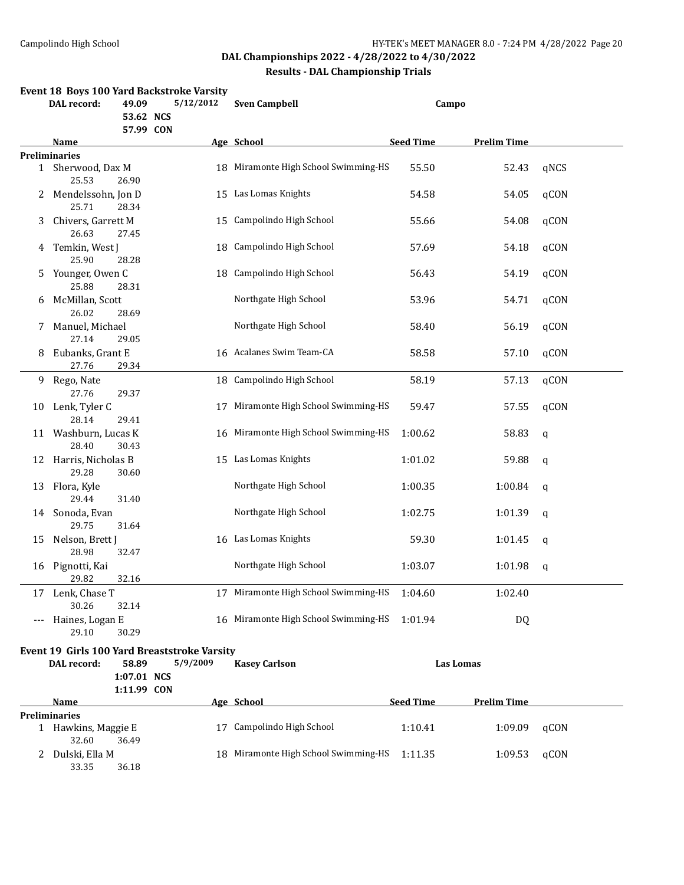## DAL Championships 2022 - 4/28/2022 to 4/30/2022

### Results - DAL Championship Trials

### Event 18 Boys 100 Yard Backstroke Varsity

| DAL record: | 49.09 | 5/12/2012 | Sven Campbell | Campo |
|---|---|---|---|---|
| | 53.62 NCS | | | |
| | 57.99 CON | | | |

**Preliminaries**

| | Name | Age | School | Seed Time | Prelim Time | |
|---|---|---|---|---|---|---|
| 1 | Sherwood, Dax M | 18 | Miramonte High School Swimming-HS | 55.50 | 52.43 | qNCS |
| | 25.53 26.90 | | | | | |
| 2 | Mendelssohn, Jon D | 15 | Las Lomas Knights | 54.58 | 54.05 | qCON |
| | 25.71 28.34 | | | | | |
| 3 | Chivers, Garrett M | 15 | Campolindo High School | 55.66 | 54.08 | qCON |
| | 26.63 27.45 | | | | | |
| 4 | Temkin, West J | 18 | Campolindo High School | 57.69 | 54.18 | qCON |
| | 25.90 28.28 | | | | | |
| 5 | Younger, Owen C | 18 | Campolindo High School | 56.43 | 54.19 | qCON |
| | 25.88 28.31 | | | | | |
| 6 | McMillan, Scott | | Northgate High School | 53.96 | 54.71 | qCON |
| | 26.02 28.69 | | | | | |
| 7 | Manuel, Michael | | Northgate High School | 58.40 | 56.19 | qCON |
| | 27.14 29.05 | | | | | |
| 8 | Eubanks, Grant E | 16 | Acalanes Swim Team-CA | 58.58 | 57.10 | qCON |
| | 27.76 29.34 | | | | | |
| 9 | Rego, Nate | 18 | Campolindo High School | 58.19 | 57.13 | qCON |
| | 27.76 29.37 | | | | | |
| 10 | Lenk, Tyler C | 17 | Miramonte High School Swimming-HS | 59.47 | 57.55 | qCON |
| | 28.14 29.41 | | | | | |
| 11 | Washburn, Lucas K | 16 | Miramonte High School Swimming-HS | 1:00.62 | 58.83 | q |
| | 28.40 30.43 | | | | | |
| 12 | Harris, Nicholas B | 15 | Las Lomas Knights | 1:01.02 | 59.88 | q |
| | 29.28 30.60 | | | | | |
| 13 | Flora, Kyle | | Northgate High School | 1:00.35 | 1:00.84 | q |
| | 29.44 31.40 | | | | | |
| 14 | Sonoda, Evan | | Northgate High School | 1:02.75 | 1:01.39 | q |
| | 29.75 31.64 | | | | | |
| 15 | Nelson, Brett J | 16 | Las Lomas Knights | 59.30 | 1:01.45 | q |
| | 28.98 32.47 | | | | | |
| 16 | Pignotti, Kai | | Northgate High School | 1:03.07 | 1:01.98 | q |
| | 29.82 32.16 | | | | | |
| 17 | Lenk, Chase T | 17 | Miramonte High School Swimming-HS | 1:04.60 | 1:02.40 | |
| | 30.26 32.14 | | | | | |
| --- | Haines, Logan E | 16 | Miramonte High School Swimming-HS | 1:01.94 | DQ | |
| | 29.10 30.29 | | | | | |

### Event 19 Girls 100 Yard Breaststroke Varsity

| DAL record: | 58.89 | 5/9/2009 | Kasey Carlson | Las Lomas |
|---|---|---|---|---|
| | 1:07.01 NCS | | | |
| | 1:11.99 CON | | | |

**Preliminaries**

| | Name | Age | School | Seed Time | Prelim Time | |
|---|---|---|---|---|---|---|
| 1 | Hawkins, Maggie E | 17 | Campolindo High School | 1:10.41 | 1:09.09 | qCON |
| | 32.60 36.49 | | | | | |
| 2 | Dulski, Ella M | 18 | Miramonte High School Swimming-HS | 1:11.35 | 1:09.53 | qCON |
| | 33.35 36.18 | | | | | |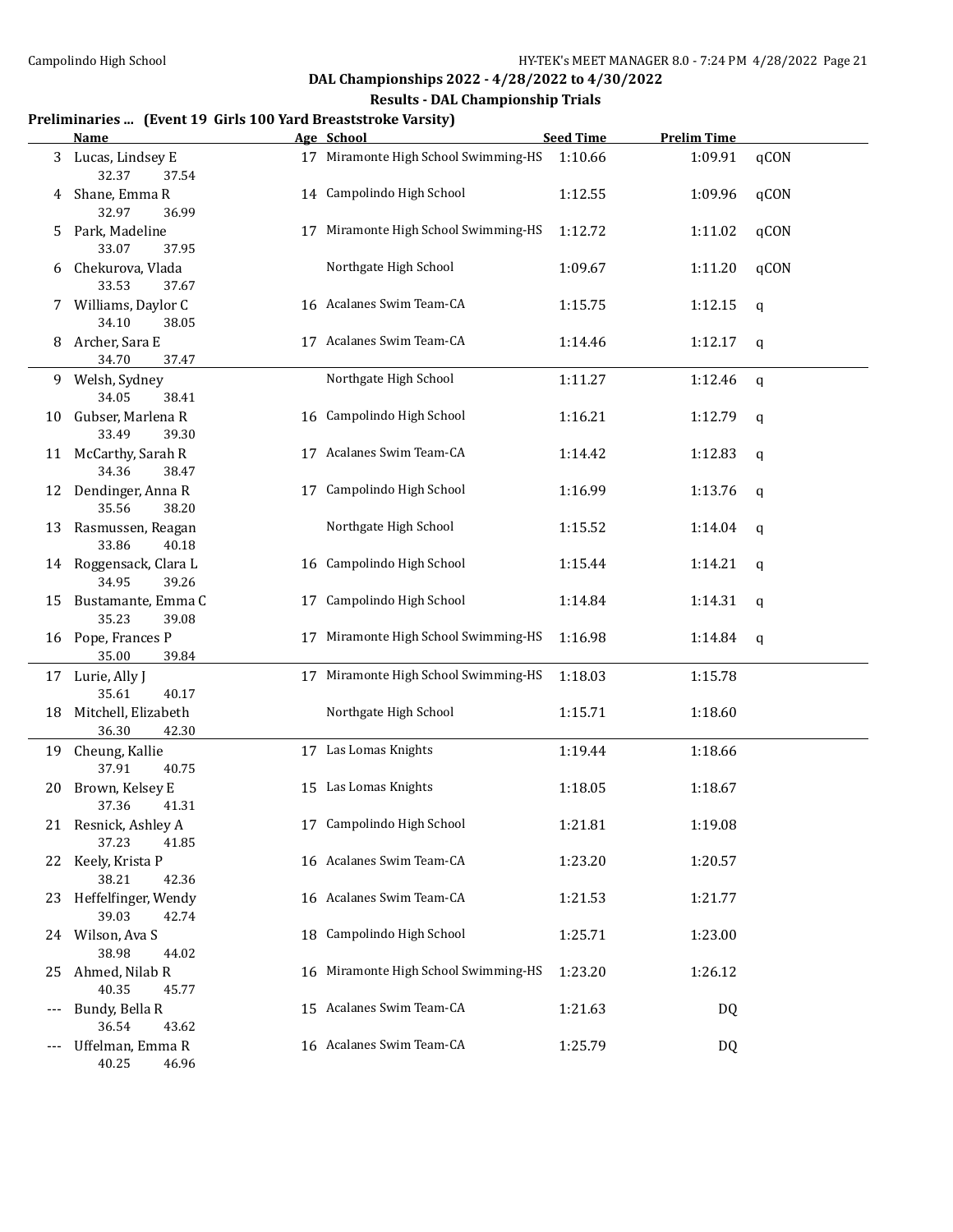Campolindo High School

## DAL Championships 2022 - 4/28/2022 to 4/30/2022

### Results - DAL Championship Trials

**Preliminaries ... (Event 19 Girls 100 Yard Breaststroke Varsity)**

| | Name | Age | School | Seed Time | Prelim Time | |
|---|---|---|---|---|---|---|
| 3 | Lucas, Lindsey E | 17 | Miramonte High School Swimming-HS | 1:10.66 | 1:09.91 | qCON |
| | 32.37 37.54 | | | | | |
| 4 | Shane, Emma R | 14 | Campolindo High School | 1:12.55 | 1:09.96 | qCON |
| | 32.97 36.99 | | | | | |
| 5 | Park, Madeline | 17 | Miramonte High School Swimming-HS | 1:12.72 | 1:11.02 | qCON |
| | 33.07 37.95 | | | | | |
| 6 | Chekurova, Vlada | | Northgate High School | 1:09.67 | 1:11.20 | qCON |
| | 33.53 37.67 | | | | | |
| 7 | Williams, Daylor C | 16 | Acalanes Swim Team-CA | 1:15.75 | 1:12.15 | q |
| | 34.10 38.05 | | | | | |
| 8 | Archer, Sara E | 17 | Acalanes Swim Team-CA | 1:14.46 | 1:12.17 | q |
| | 34.70 37.47 | | | | | |
| 9 | Welsh, Sydney | | Northgate High School | 1:11.27 | 1:12.46 | q |
| | 34.05 38.41 | | | | | |
| 10 | Gubser, Marlena R | 16 | Campolindo High School | 1:16.21 | 1:12.79 | q |
| | 33.49 39.30 | | | | | |
| 11 | McCarthy, Sarah R | 17 | Acalanes Swim Team-CA | 1:14.42 | 1:12.83 | q |
| | 34.36 38.47 | | | | | |
| 12 | Dendinger, Anna R | 17 | Campolindo High School | 1:16.99 | 1:13.76 | q |
| | 35.56 38.20 | | | | | |
| 13 | Rasmussen, Reagan | | Northgate High School | 1:15.52 | 1:14.04 | q |
| | 33.86 40.18 | | | | | |
| 14 | Roggensack, Clara L | 16 | Campolindo High School | 1:15.44 | 1:14.21 | q |
| | 34.95 39.26 | | | | | |
| 15 | Bustamante, Emma C | 17 | Campolindo High School | 1:14.84 | 1:14.31 | q |
| | 35.23 39.08 | | | | | |
| 16 | Pope, Frances P | 17 | Miramonte High School Swimming-HS | 1:16.98 | 1:14.84 | q |
| | 35.00 39.84 | | | | | |
| 17 | Lurie, Ally J | 17 | Miramonte High School Swimming-HS | 1:18.03 | 1:15.78 | |
| | 35.61 40.17 | | | | | |
| 18 | Mitchell, Elizabeth | | Northgate High School | 1:15.71 | 1:18.60 | |
| | 36.30 42.30 | | | | | |
| 19 | Cheung, Kallie | 17 | Las Lomas Knights | 1:19.44 | 1:18.66 | |
| | 37.91 40.75 | | | | | |
| 20 | Brown, Kelsey E | 15 | Las Lomas Knights | 1:18.05 | 1:18.67 | |
| | 37.36 41.31 | | | | | |
| 21 | Resnick, Ashley A | 17 | Campolindo High School | 1:21.81 | 1:19.08 | |
| | 37.23 41.85 | | | | | |
| 22 | Keely, Krista P | 16 | Acalanes Swim Team-CA | 1:23.20 | 1:20.57 | |
| | 38.21 42.36 | | | | | |
| 23 | Heffelfinger, Wendy | 16 | Acalanes Swim Team-CA | 1:21.53 | 1:21.77 | |
| | 39.03 42.74 | | | | | |
| 24 | Wilson, Ava S | 18 | Campolindo High School | 1:25.71 | 1:23.00 | |
| | 38.98 44.02 | | | | | |
| 25 | Ahmed, Nilab R | 16 | Miramonte High School Swimming-HS | 1:23.20 | 1:26.12 | |
| | 40.35 45.77 | | | | | |
| --- | Bundy, Bella R | 15 | Acalanes Swim Team-CA | 1:21.63 | DQ | |
| | 36.54 43.62 | | | | | |
| --- | Uffelman, Emma R | 16 | Acalanes Swim Team-CA | 1:25.79 | DQ | |
| | 40.25 46.96 | | | | | |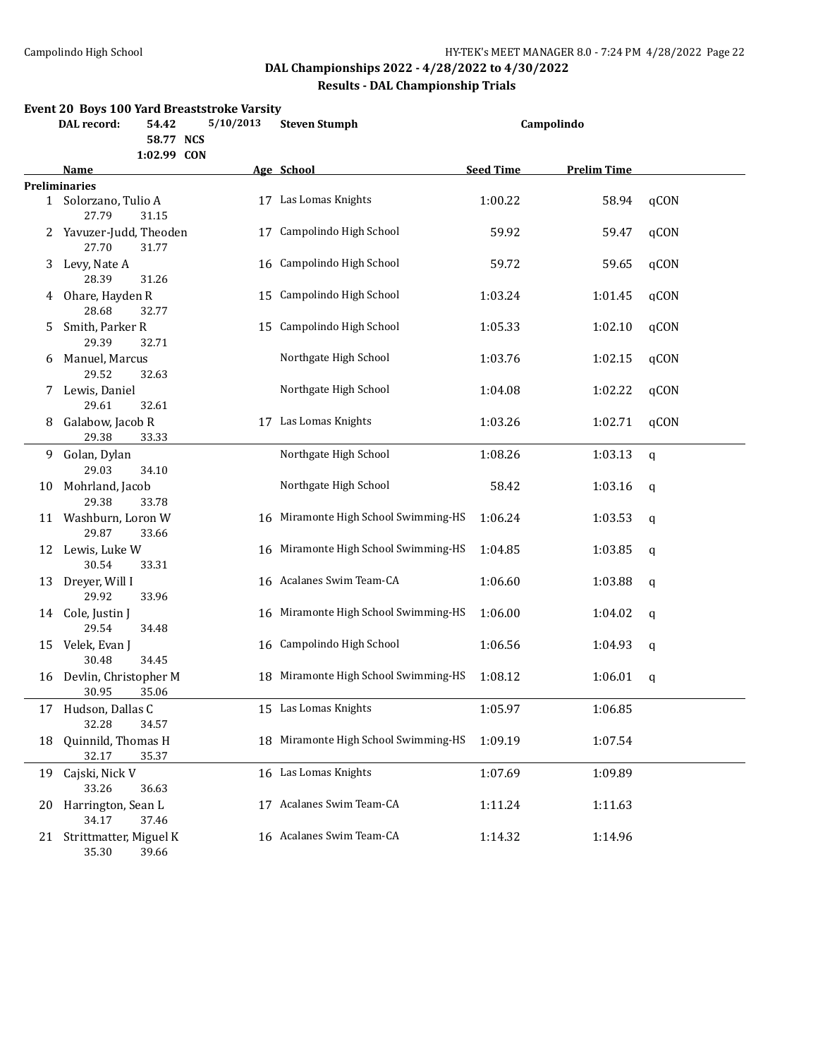## DAL Championships 2022 - 4/28/2022 to 4/30/2022

### Results - DAL Championship Trials

### Event 20 Boys 100 Yard Breaststroke Varsity

| DAL record: | 54.42 | 5/10/2013 | Steven Stumph | Campolindo |
|---|---|---|---|---|
| | 58.77 NCS | | | |
| | 1:02.99 CON | | | |

| | Name | Age | School | Seed Time | Prelim Time | |
|---|---|---|---|---|---|---|
| **Preliminaries** | | | | | | |
| 1 | Solorzano, Tulio A | 17 | Las Lomas Knights | 1:00.22 | 58.94 | qCON |
| | 27.79 31.15 | | | | | |
| 2 | Yavuzer-Judd, Theoden | 17 | Campolindo High School | 59.92 | 59.47 | qCON |
| | 27.70 31.77 | | | | | |
| 3 | Levy, Nate A | 16 | Campolindo High School | 59.72 | 59.65 | qCON |
| | 28.39 31.26 | | | | | |
| 4 | Ohare, Hayden R | 15 | Campolindo High School | 1:03.24 | 1:01.45 | qCON |
| | 28.68 32.77 | | | | | |
| 5 | Smith, Parker R | 15 | Campolindo High School | 1:05.33 | 1:02.10 | qCON |
| | 29.39 32.71 | | | | | |
| 6 | Manuel, Marcus | | Northgate High School | 1:03.76 | 1:02.15 | qCON |
| | 29.52 32.63 | | | | | |
| 7 | Lewis, Daniel | | Northgate High School | 1:04.08 | 1:02.22 | qCON |
| | 29.61 32.61 | | | | | |
| 8 | Galabow, Jacob R | 17 | Las Lomas Knights | 1:03.26 | 1:02.71 | qCON |
| | 29.38 33.33 | | | | | |
| 9 | Golan, Dylan | | Northgate High School | 1:08.26 | 1:03.13 | q |
| | 29.03 34.10 | | | | | |
| 10 | Mohrland, Jacob | | Northgate High School | 58.42 | 1:03.16 | q |
| | 29.38 33.78 | | | | | |
| 11 | Washburn, Loron W | 16 | Miramonte High School Swimming-HS | 1:06.24 | 1:03.53 | q |
| | 29.87 33.66 | | | | | |
| 12 | Lewis, Luke W | 16 | Miramonte High School Swimming-HS | 1:04.85 | 1:03.85 | q |
| | 30.54 33.31 | | | | | |
| 13 | Dreyer, Will I | 16 | Acalanes Swim Team-CA | 1:06.60 | 1:03.88 | q |
| | 29.92 33.96 | | | | | |
| 14 | Cole, Justin J | 16 | Miramonte High School Swimming-HS | 1:06.00 | 1:04.02 | q |
| | 29.54 34.48 | | | | | |
| 15 | Velek, Evan J | 16 | Campolindo High School | 1:06.56 | 1:04.93 | q |
| | 30.48 34.45 | | | | | |
| 16 | Devlin, Christopher M | 18 | Miramonte High School Swimming-HS | 1:08.12 | 1:06.01 | q |
| | 30.95 35.06 | | | | | |
| 17 | Hudson, Dallas C | 15 | Las Lomas Knights | 1:05.97 | 1:06.85 | |
| | 32.28 34.57 | | | | | |
| 18 | Quinnild, Thomas H | 18 | Miramonte High School Swimming-HS | 1:09.19 | 1:07.54 | |
| | 32.17 35.37 | | | | | |
| 19 | Cajski, Nick V | 16 | Las Lomas Knights | 1:07.69 | 1:09.89 | |
| | 33.26 36.63 | | | | | |
| 20 | Harrington, Sean L | 17 | Acalanes Swim Team-CA | 1:11.24 | 1:11.63 | |
| | 34.17 37.46 | | | | | |
| 21 | Strittmatter, Miguel K | 16 | Acalanes Swim Team-CA | 1:14.32 | 1:14.96 | |
| | 35.30 39.66 | | | | | |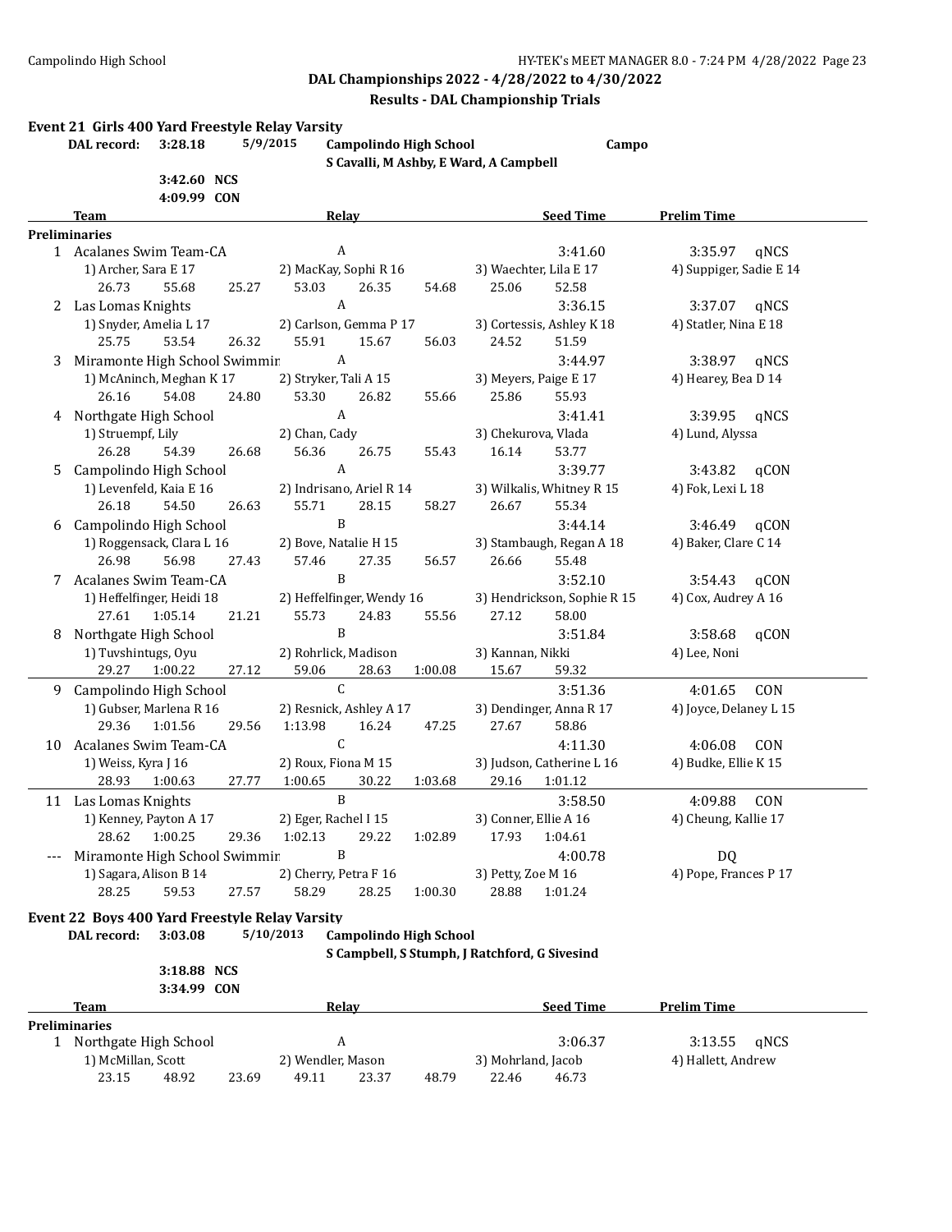## DAL Championships 2022 - 4/28/2022 to 4/30/2022

### Results - DAL Championship Trials

### Event 21 Girls 400 Yard Freestyle Relay Varsity

**DAL record:** 3:28.18 5/9/2015 **Campolindo High School** Campo
S Cavalli, M Ashby, E Ward, A Campbell

3:42.60 NCS
4:09.99 CON

| | Team | Relay | Seed Time | Prelim Time | |
|---|---|---|---|---|---|
| **Preliminaries** | | | | | |
| 1 | Acalanes Swim Team-CA | A | 3:41.60 | 3:35.97 | qNCS |
| | 1) Archer, Sara E 17 | 2) MacKay, Sophi R 16 | 3) Waechter, Lila E 17 | 4) Suppiger, Sadie E 14 | |
| | 26.73 55.68 | 25.27 53.03 | 26.35 54.68 | 25.06 52.58 | |
| 2 | Las Lomas Knights | A | 3:36.15 | 3:37.07 | qNCS |
| | 1) Snyder, Amelia L 17 | 2) Carlson, Gemma P 17 | 3) Cortessis, Ashley K 18 | 4) Statler, Nina E 18 | |
| | 25.75 53.54 | 26.32 55.91 | 15.67 56.03 | 24.52 51.59 | |
| 3 | Miramonte High School Swimmir | A | 3:44.97 | 3:38.97 | qNCS |
| | 1) McAninch, Meghan K 17 | 2) Stryker, Tali A 15 | 3) Meyers, Paige E 17 | 4) Hearey, Bea D 14 | |
| | 26.16 54.08 | 24.80 53.30 | 26.82 55.66 | 25.86 55.93 | |
| 4 | Northgate High School | A | 3:41.41 | 3:39.95 | qNCS |
| | 1) Struempf, Lily | 2) Chan, Cady | 3) Chekurova, Vlada | 4) Lund, Alyssa | |
| | 26.28 54.39 | 26.68 56.36 | 26.75 55.43 | 16.14 53.77 | |
| 5 | Campolindo High School | A | 3:39.77 | 3:43.82 | qCON |
| | 1) Levenfeld, Kaia E 16 | 2) Indrisano, Ariel R 14 | 3) Wilkalis, Whitney R 15 | 4) Fok, Lexi L 18 | |
| | 26.18 54.50 | 26.63 55.71 | 28.15 58.27 | 26.67 55.34 | |
| 6 | Campolindo High School | B | 3:44.14 | 3:46.49 | qCON |
| | 1) Roggensack, Clara L 16 | 2) Bove, Natalie H 15 | 3) Stambaugh, Regan A 18 | 4) Baker, Clare C 14 | |
| | 26.98 56.98 | 27.43 57.46 | 27.35 56.57 | 26.66 55.48 | |
| 7 | Acalanes Swim Team-CA | B | 3:52.10 | 3:54.43 | qCON |
| | 1) Heffelfinger, Heidi 18 | 2) Heffelfinger, Wendy 16 | 3) Hendrickson, Sophie R 15 | 4) Cox, Audrey A 16 | |
| | 27.61 1:05.14 | 21.21 55.73 | 24.83 55.56 | 27.12 58.00 | |
| 8 | Northgate High School | B | 3:51.84 | 3:58.68 | qCON |
| | 1) Tuvshintugs, Oyu | 2) Rohrlick, Madison | 3) Kannan, Nikki | 4) Lee, Noni | |
| | 29.27 1:00.22 | 27.12 59.06 | 28.63 1:00.08 | 15.67 59.32 | |
| 9 | Campolindo High School | C | 3:51.36 | 4:01.65 | CON |
| | 1) Gubser, Marlena R 16 | 2) Resnick, Ashley A 17 | 3) Dendinger, Anna R 17 | 4) Joyce, Delaney L 15 | |
| | 29.36 1:01.56 | 29.56 1:13.98 | 16.24 47.25 | 27.67 58.86 | |
| 10 | Acalanes Swim Team-CA | C | 4:11.30 | 4:06.08 | CON |
| | 1) Weiss, Kyra J 16 | 2) Roux, Fiona M 15 | 3) Judson, Catherine L 16 | 4) Budke, Ellie K 15 | |
| | 28.93 1:00.63 | 27.77 1:00.65 | 30.22 1:03.68 | 29.16 1:01.12 | |
| 11 | Las Lomas Knights | B | 3:58.50 | 4:09.88 | CON |
| | 1) Kenney, Payton A 17 | 2) Eger, Rachel I 15 | 3) Conner, Ellie A 16 | 4) Cheung, Kallie 17 | |
| | 28.62 1:00.25 | 29.36 1:02.13 | 29.22 1:02.89 | 17.93 1:04.61 | |
| --- | Miramonte High School Swimmir | B | 4:00.78 | DQ | |
| | 1) Sagara, Alison B 14 | 2) Cherry, Petra F 16 | 3) Petty, Zoe M 16 | 4) Pope, Frances P 17 | |
| | 28.25 59.53 | 27.57 58.29 | 28.25 1:00.30 | 28.88 1:01.24 | |

### Event 22 Boys 400 Yard Freestyle Relay Varsity

**DAL record:** 3:03.08 5/10/2013 **Campolindo High School**
S Campbell, S Stumph, J Ratchford, G Sivesind

3:18.88 NCS
3:34.99 CON

| | Team | Relay | Seed Time | Prelim Time | |
|---|---|---|---|---|---|
| **Preliminaries** | | | | | |
| 1 | Northgate High School | A | 3:06.37 | 3:13.55 | qNCS |
| | 1) McMillan, Scott | 2) Wendler, Mason | 3) Mohrland, Jacob | 4) Hallett, Andrew | |
| | 23.15 48.92 | 23.69 49.11 | 23.37 48.79 | 22.46 46.73 | |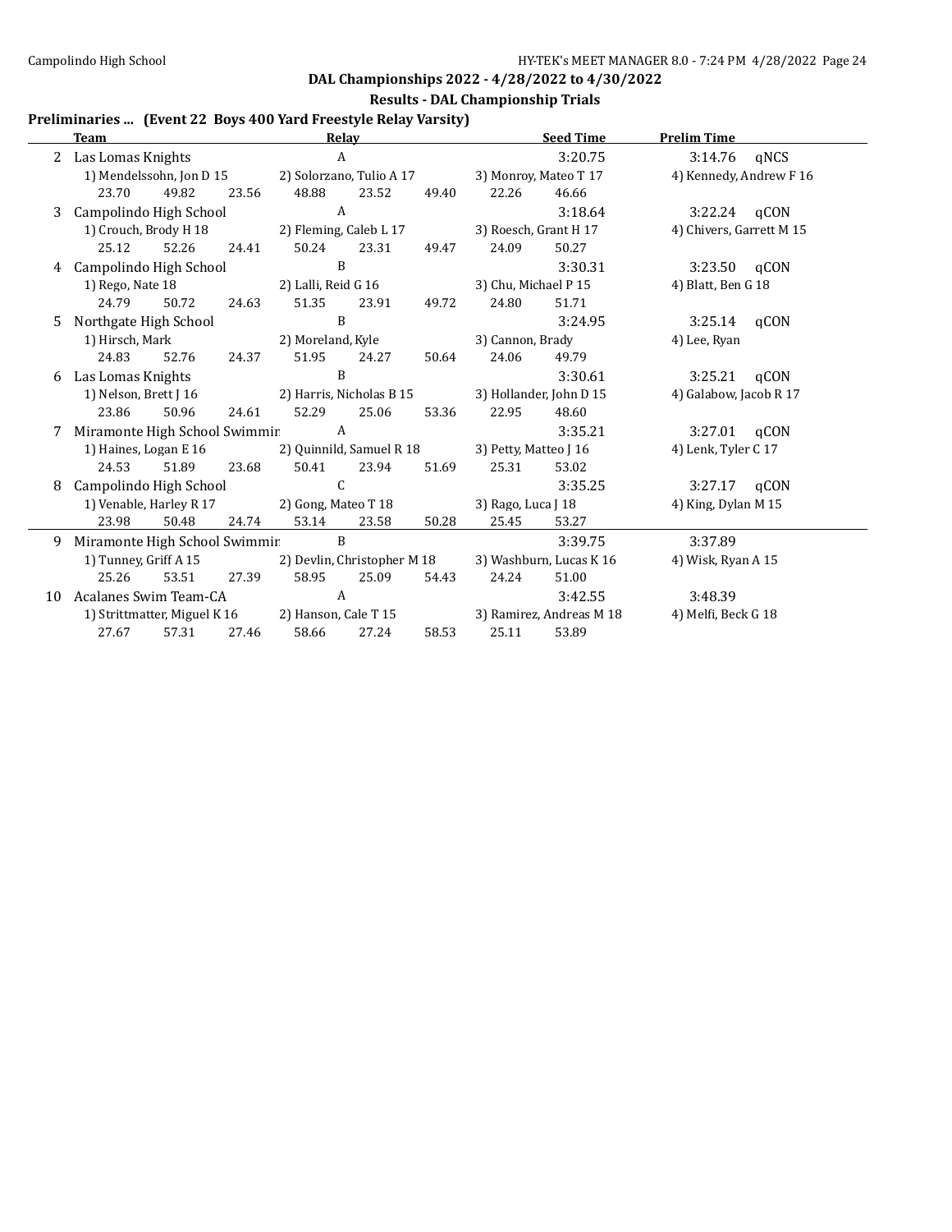## DAL Championships 2022 - 4/28/2022 to 4/30/2022

### Results - DAL Championship Trials

**Preliminaries ... (Event 22 Boys 400 Yard Freestyle Relay Varsity)**

| | Team | Relay | Seed Time | Prelim Time | |
|---|---|---|---|---|---|
| 2 | Las Lomas Knights | A | 3:20.75 | 3:14.76 | qNCS |
| | 1) Mendelssohn, Jon D 15 | 2) Solorzano, Tulio A 17 | 3) Monroy, Mateo T 17 | 4) Kennedy, Andrew F 16 | |
| | 23.70 49.82 | 23.56 48.88 | 23.52 49.40 | 22.26 46.66 | |
| 3 | Campolindo High School | A | 3:18.64 | 3:22.24 | qCON |
| | 1) Crouch, Brody H 18 | 2) Fleming, Caleb L 17 | 3) Roesch, Grant H 17 | 4) Chivers, Garrett M 15 | |
| | 25.12 52.26 | 24.41 50.24 | 23.31 49.47 | 24.09 50.27 | |
| 4 | Campolindo High School | B | 3:30.31 | 3:23.50 | qCON |
| | 1) Rego, Nate 18 | 2) Lalli, Reid G 16 | 3) Chu, Michael P 15 | 4) Blatt, Ben G 18 | |
| | 24.79 50.72 | 24.63 51.35 | 23.91 49.72 | 24.80 51.71 | |
| 5 | Northgate High School | B | 3:24.95 | 3:25.14 | qCON |
| | 1) Hirsch, Mark | 2) Moreland, Kyle | 3) Cannon, Brady | 4) Lee, Ryan | |
| | 24.83 52.76 | 24.37 51.95 | 24.27 50.64 | 24.06 49.79 | |
| 6 | Las Lomas Knights | B | 3:30.61 | 3:25.21 | qCON |
| | 1) Nelson, Brett J 16 | 2) Harris, Nicholas B 15 | 3) Hollander, John D 15 | 4) Galabow, Jacob R 17 | |
| | 23.86 50.96 | 24.61 52.29 | 25.06 53.36 | 22.95 48.60 | |
| 7 | Miramonte High School Swimmin | A | 3:35.21 | 3:27.01 | qCON |
| | 1) Haines, Logan E 16 | 2) Quinnild, Samuel R 18 | 3) Petty, Matteo J 16 | 4) Lenk, Tyler C 17 | |
| | 24.53 51.89 | 23.68 50.41 | 23.94 51.69 | 25.31 53.02 | |
| 8 | Campolindo High School | C | 3:35.25 | 3:27.17 | qCON |
| | 1) Venable, Harley R 17 | 2) Gong, Mateo T 18 | 3) Rago, Luca J 18 | 4) King, Dylan M 15 | |
| | 23.98 50.48 | 24.74 53.14 | 23.58 50.28 | 25.45 53.27 | |
| 9 | Miramonte High School Swimmin | B | 3:39.75 | 3:37.89 | |
| | 1) Tunney, Griff A 15 | 2) Devlin, Christopher M 18 | 3) Washburn, Lucas K 16 | 4) Wisk, Ryan A 15 | |
| | 25.26 53.51 | 27.39 58.95 | 25.09 54.43 | 24.24 51.00 | |
| 10 | Acalanes Swim Team-CA | A | 3:42.55 | 3:48.39 | |
| | 1) Strittmatter, Miguel K 16 | 2) Hanson, Cale T 15 | 3) Ramirez, Andreas M 18 | 4) Melfi, Beck G 18 | |
| | 27.67 57.31 | 27.46 58.66 | 27.24 58.53 | 25.11 53.89 | |